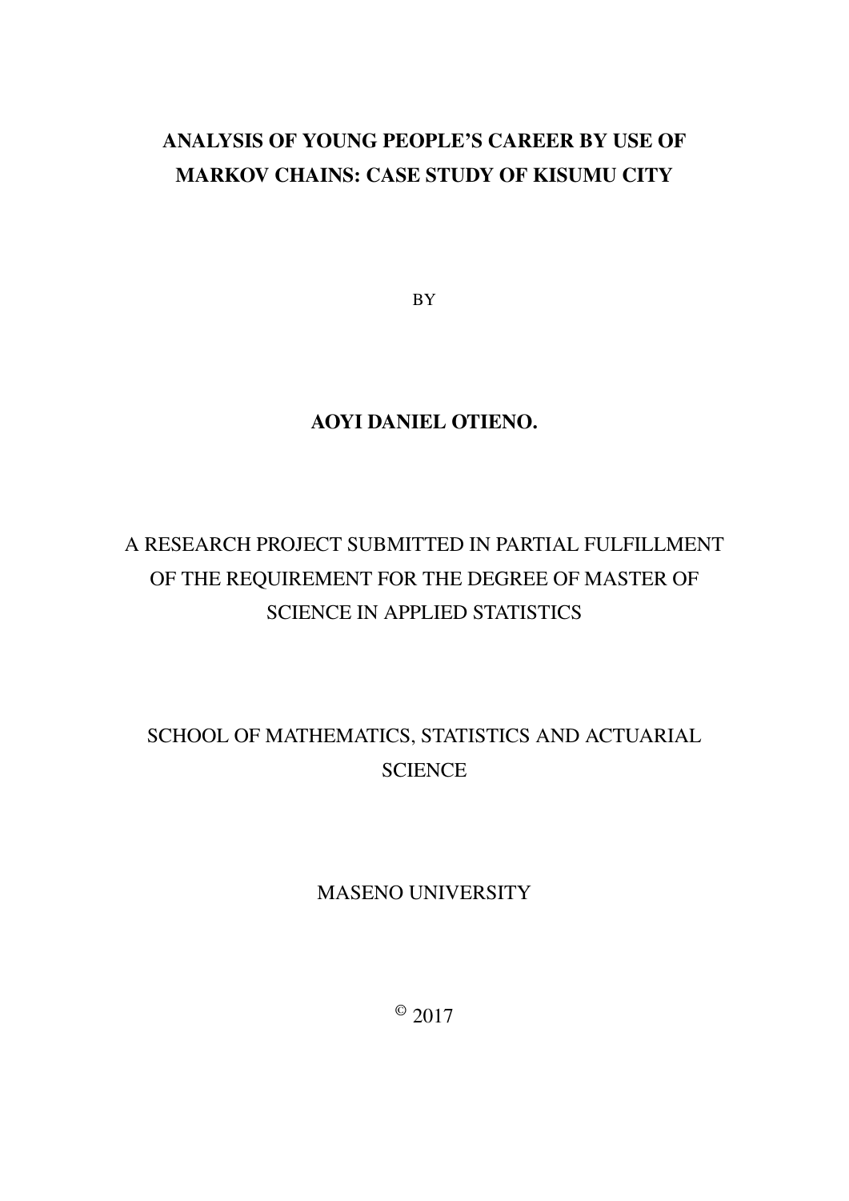# ANALYSIS OF YOUNG PEOPLE'S CAREER BY USE OF MARKOV CHAINS: CASE STUDY OF KISUMU CITY

BY

**AOYI DANIEL OTIENO.**

A RESEARCH PROJECT SUBMITTED IN PARTIAL FULFILLMENT OF THE REQUIREMENT FOR THE DEGREE OF MASTER OF SCIENCE IN APPLIED STATISTICS

SCHOOL OF MATHEMATICS, STATISTICS AND ACTUARIAL SCIENCE

MASENO UNIVERSITY

© 2017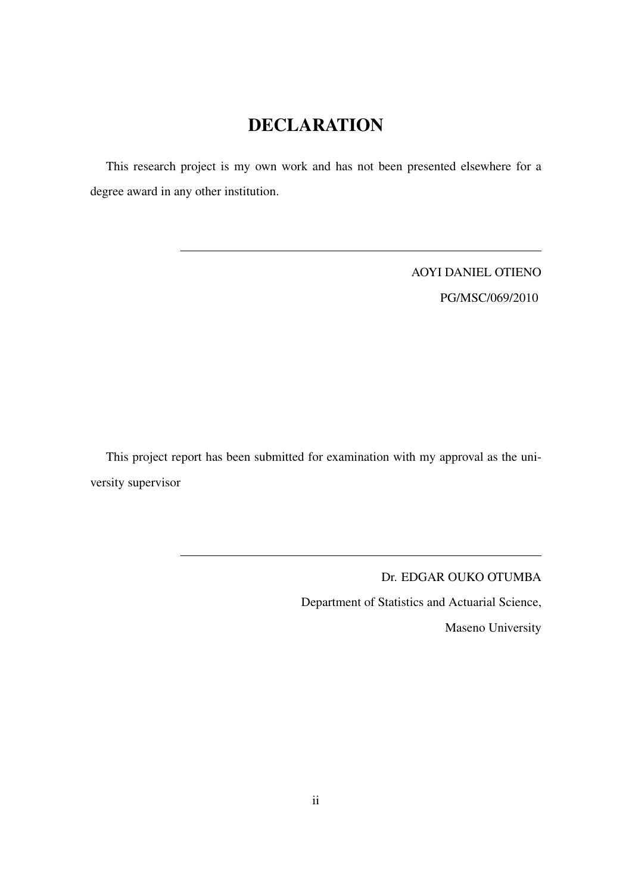# DECLARATION

This research project is my own work and has not been presented elsewhere for a degree award in any other institution.

---

AOYI DANIEL OTIENO

PG/MSC/069/2010

This project report has been submitted for examination with my approval as the university supervisor

---

Dr. EDGAR OUKO OTUMBA

Department of Statistics and Actuarial Science,

Maseno University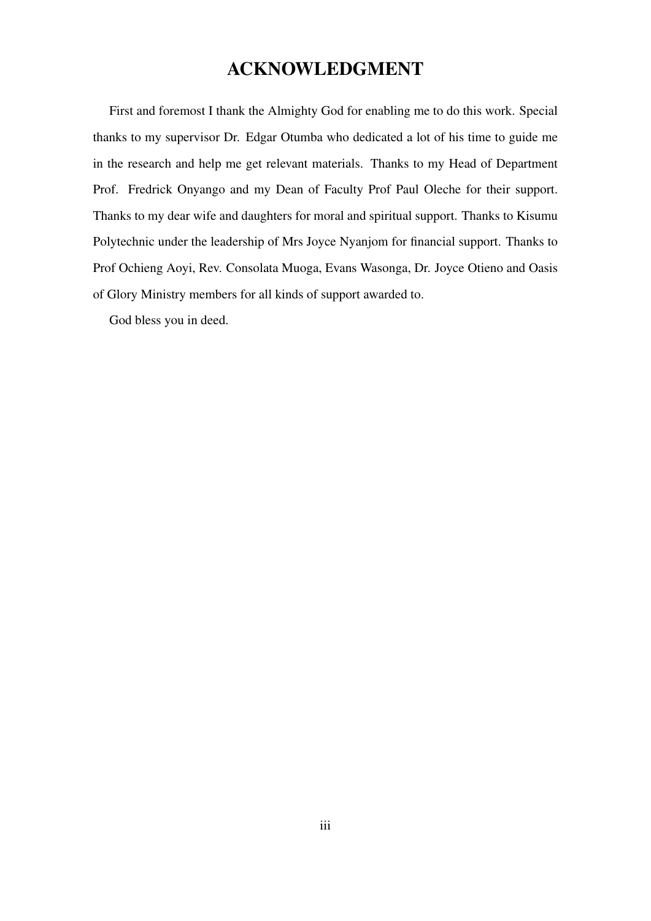# ACKNOWLEDGMENT

First and foremost I thank the Almighty God for enabling me to do this work. Special thanks to my supervisor Dr. Edgar Otumba who dedicated a lot of his time to guide me in the research and help me get relevant materials. Thanks to my Head of Department Prof. Fredrick Onyango and my Dean of Faculty Prof Paul Oleche for their support. Thanks to my dear wife and daughters for moral and spiritual support. Thanks to Kisumu Polytechnic under the leadership of Mrs Joyce Nyanjom for financial support. Thanks to Prof Ochieng Aoyi, Rev. Consolata Muoga, Evans Wasonga, Dr. Joyce Otieno and Oasis of Glory Ministry members for all kinds of support awarded to.

God bless you in deed.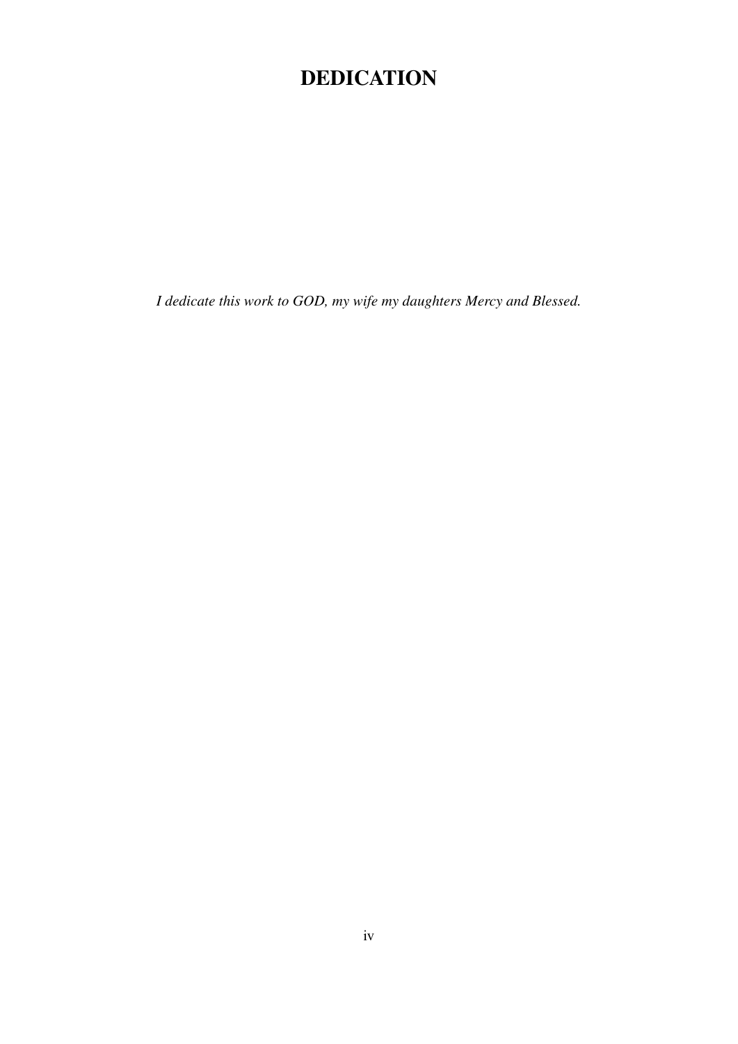# DEDICATION

*I dedicate this work to GOD, my wife my daughters Mercy and Blessed.*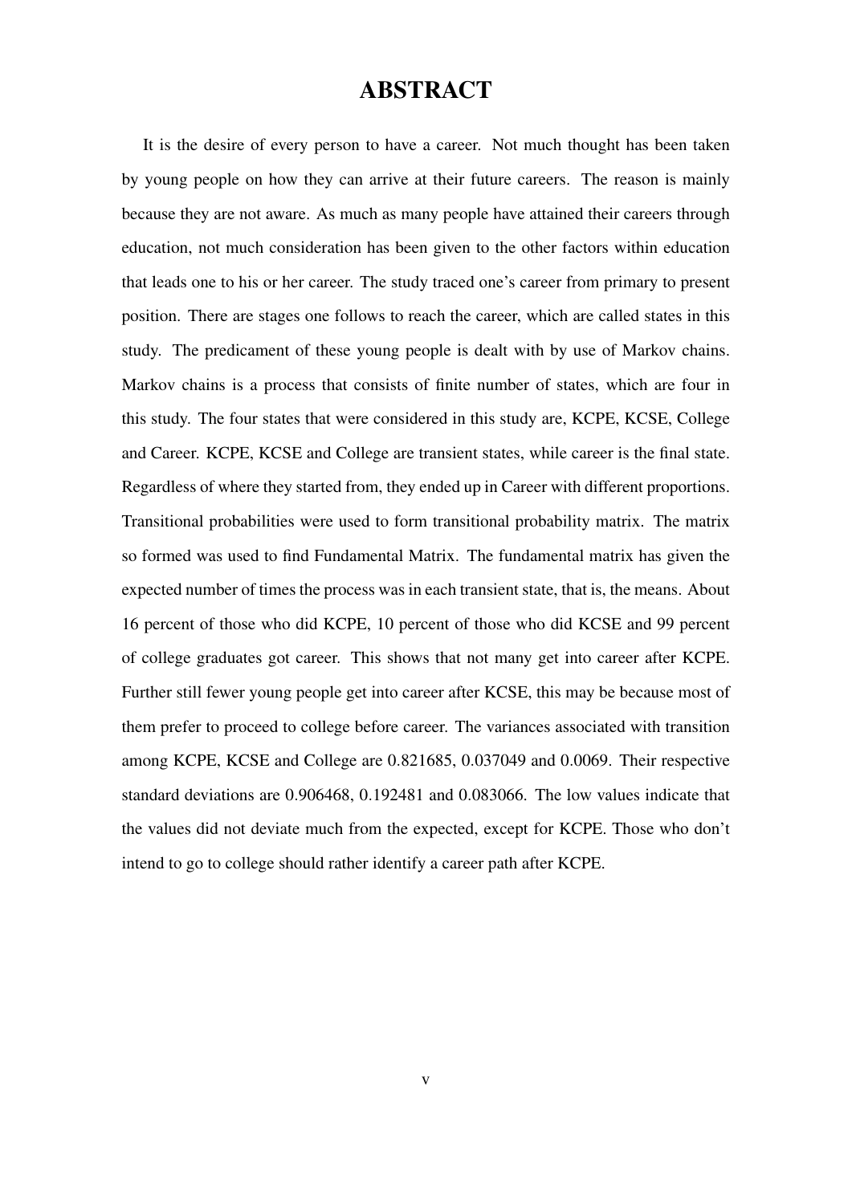# ABSTRACT

It is the desire of every person to have a career. Not much thought has been taken by young people on how they can arrive at their future careers. The reason is mainly because they are not aware. As much as many people have attained their careers through education, not much consideration has been given to the other factors within education that leads one to his or her career. The study traced one's career from primary to present position. There are stages one follows to reach the career, which are called states in this study. The predicament of these young people is dealt with by use of Markov chains. Markov chains is a process that consists of finite number of states, which are four in this study. The four states that were considered in this study are, KCPE, KCSE, College and Career. KCPE, KCSE and College are transient states, while career is the final state. Regardless of where they started from, they ended up in Career with different proportions. Transitional probabilities were used to form transitional probability matrix. The matrix so formed was used to find Fundamental Matrix. The fundamental matrix has given the expected number of times the process was in each transient state, that is, the means. About 16 percent of those who did KCPE, 10 percent of those who did KCSE and 99 percent of college graduates got career. This shows that not many get into career after KCPE. Further still fewer young people get into career after KCSE, this may be because most of them prefer to proceed to college before career. The variances associated with transition among KCPE, KCSE and College are 0.821685, 0.037049 and 0.0069. Their respective standard deviations are 0.906468, 0.192481 and 0.083066. The low values indicate that the values did not deviate much from the expected, except for KCPE. Those who don't intend to go to college should rather identify a career path after KCPE.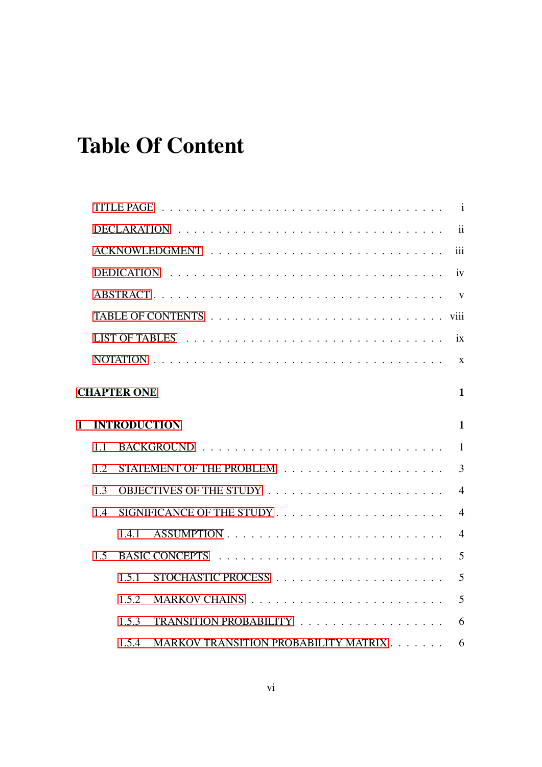# Table Of Content

- TITLE PAGE . . . . . . . . . . . . . . . . . . . . . . . . . . . . . . i
- DECLARATION . . . . . . . . . . . . . . . . . . . . . . . . . . . . . ii
- ACKNOWLEDGMENT . . . . . . . . . . . . . . . . . . . . . . . . . . iii
- DEDICATION . . . . . . . . . . . . . . . . . . . . . . . . . . . . . iv
- ABSTRACT . . . . . . . . . . . . . . . . . . . . . . . . . . . . . . v
- TABLE OF CONTENTS . . . . . . . . . . . . . . . . . . . . . . . . viii
- LIST OF TABLES . . . . . . . . . . . . . . . . . . . . . . . . . . . ix
- NOTATION . . . . . . . . . . . . . . . . . . . . . . . . . . . . . . x

**CHAPTER ONE** **1**

**1 INTRODUCTION** **1**

- 1.1 BACKGROUND . . . . . . . . . . . . . . . . . . . . . . . . . . 1
- 1.2 STATEMENT OF THE PROBLEM . . . . . . . . . . . . . . . . . . 3
- 1.3 OBJECTIVES OF THE STUDY . . . . . . . . . . . . . . . . . . . 4
- 1.4 SIGNIFICANCE OF THE STUDY . . . . . . . . . . . . . . . . . . 4
  - 1.4.1 ASSUMPTION . . . . . . . . . . . . . . . . . . . . . . . . 4
- 1.5 BASIC CONCEPTS . . . . . . . . . . . . . . . . . . . . . . . . 5
  - 1.5.1 STOCHASTIC PROCESS . . . . . . . . . . . . . . . . . . . 5
  - 1.5.2 MARKOV CHAINS . . . . . . . . . . . . . . . . . . . . . . 5
  - 1.5.3 TRANSITION PROBABILITY . . . . . . . . . . . . . . . . . 6
  - 1.5.4 MARKOV TRANSITION PROBABILITY MATRIX . . . . . . . 6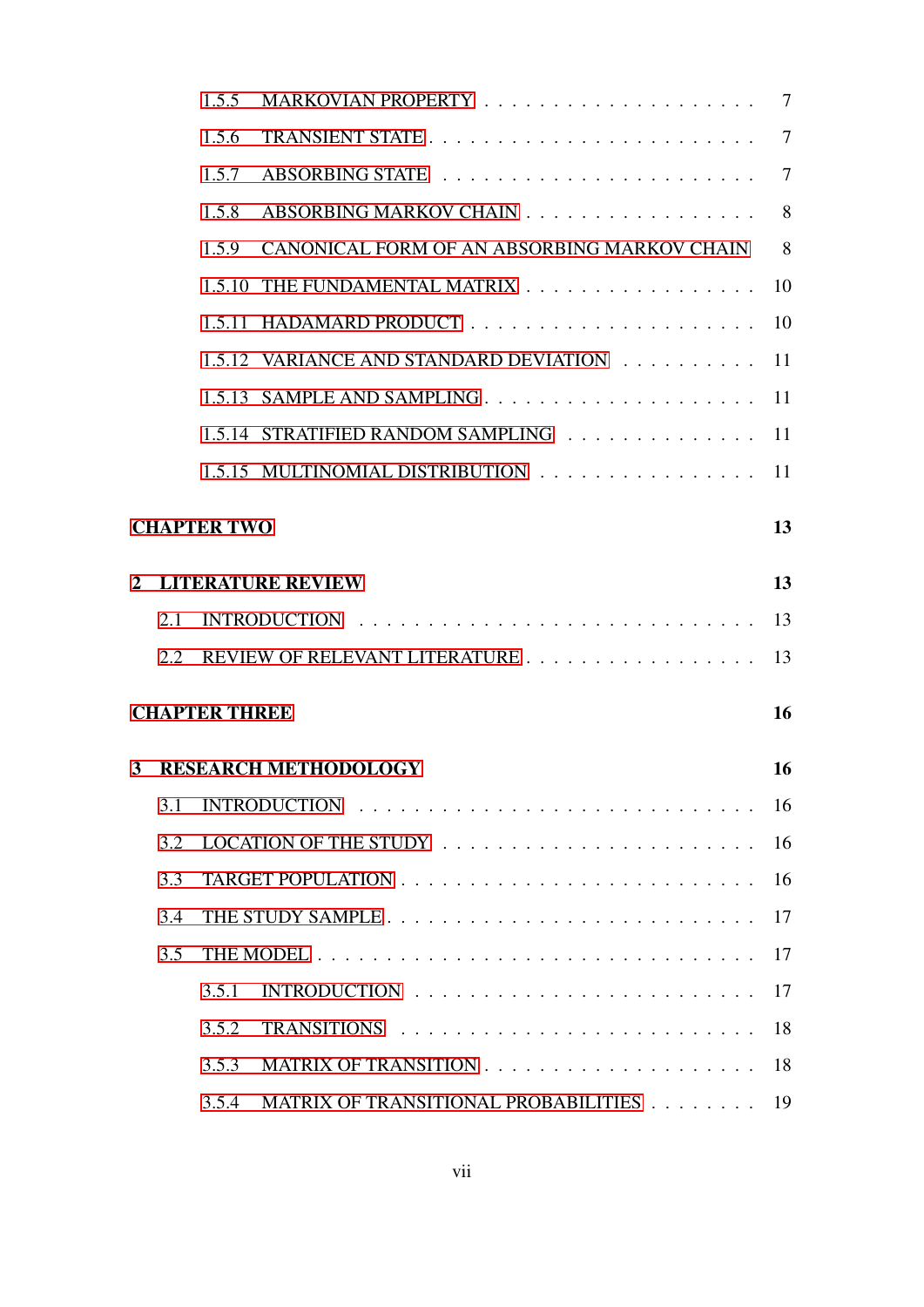1.5.5 MARKOVIAN PROPERTY . . . . . . . . . . . . . . . . . . . 7

1.5.6 TRANSIENT STATE . . . . . . . . . . . . . . . . . . . . . . 7

1.5.7 ABSORBING STATE . . . . . . . . . . . . . . . . . . . . . 7

1.5.8 ABSORBING MARKOV CHAIN . . . . . . . . . . . . . . . . 8

1.5.9 CANONICAL FORM OF AN ABSORBING MARKOV CHAIN 8

1.5.10 THE FUNDAMENTAL MATRIX . . . . . . . . . . . . . . . . 10

1.5.11 HADAMARD PRODUCT . . . . . . . . . . . . . . . . . . . 10

1.5.12 VARIANCE AND STANDARD DEVIATION . . . . . . . . . . 11

1.5.13 SAMPLE AND SAMPLING . . . . . . . . . . . . . . . . . . 11

1.5.14 STRATIFIED RANDOM SAMPLING . . . . . . . . . . . . . 11

1.5.15 MULTINOMIAL DISTRIBUTION . . . . . . . . . . . . . . . 11

**CHAPTER TWO** **13**

**2 LITERATURE REVIEW** **13**

2.1 INTRODUCTION . . . . . . . . . . . . . . . . . . . . . . . . . . 13

2.2 REVIEW OF RELEVANT LITERATURE . . . . . . . . . . . . . . . . 13

**CHAPTER THREE** **16**

**3 RESEARCH METHODOLOGY** **16**

3.1 INTRODUCTION . . . . . . . . . . . . . . . . . . . . . . . . . . 16

3.2 LOCATION OF THE STUDY . . . . . . . . . . . . . . . . . . . . . 16

3.3 TARGET POPULATION . . . . . . . . . . . . . . . . . . . . . . . 16

3.4 THE STUDY SAMPLE . . . . . . . . . . . . . . . . . . . . . . . 17

3.5 THE MODEL . . . . . . . . . . . . . . . . . . . . . . . . . . . . 17

3.5.1 INTRODUCTION . . . . . . . . . . . . . . . . . . . . . . . 17

3.5.2 TRANSITIONS . . . . . . . . . . . . . . . . . . . . . . . . 18

3.5.3 MATRIX OF TRANSITION . . . . . . . . . . . . . . . . . . 18

3.5.4 MATRIX OF TRANSITIONAL PROBABILITIES . . . . . . . . 19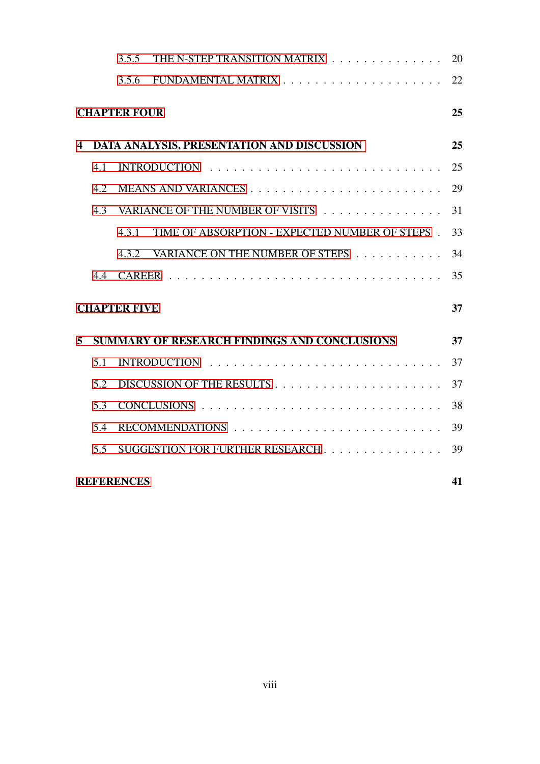3.5.5 THE N-STEP TRANSITION MATRIX . . . . . . . . . . . . . . 20

3.5.6 FUNDAMENTAL MATRIX . . . . . . . . . . . . . . . . . . . 22

**CHAPTER FOUR** **25**

**4 DATA ANALYSIS, PRESENTATION AND DISCUSSION** **25**

4.1 INTRODUCTION . . . . . . . . . . . . . . . . . . . . . . . . . . 25

4.2 MEANS AND VARIANCES . . . . . . . . . . . . . . . . . . . . . . 29

4.3 VARIANCE OF THE NUMBER OF VISITS . . . . . . . . . . . . . . . 31

4.3.1 TIME OF ABSORPTION - EXPECTED NUMBER OF STEPS . 33

4.3.2 VARIANCE ON THE NUMBER OF STEPS . . . . . . . . . . . 34

4.4 CAREER . . . . . . . . . . . . . . . . . . . . . . . . . . . . . 35

**CHAPTER FIVE** **37**

**5 SUMMARY OF RESEARCH FINDINGS AND CONCLUSIONS** **37**

5.1 INTRODUCTION . . . . . . . . . . . . . . . . . . . . . . . . . . 37

5.2 DISCUSSION OF THE RESULTS . . . . . . . . . . . . . . . . . . . 37

5.3 CONCLUSIONS . . . . . . . . . . . . . . . . . . . . . . . . . . . 38

5.4 RECOMMENDATIONS . . . . . . . . . . . . . . . . . . . . . . . . 39

5.5 SUGGESTION FOR FURTHER RESEARCH . . . . . . . . . . . . . . . 39

**REFERENCES** **41**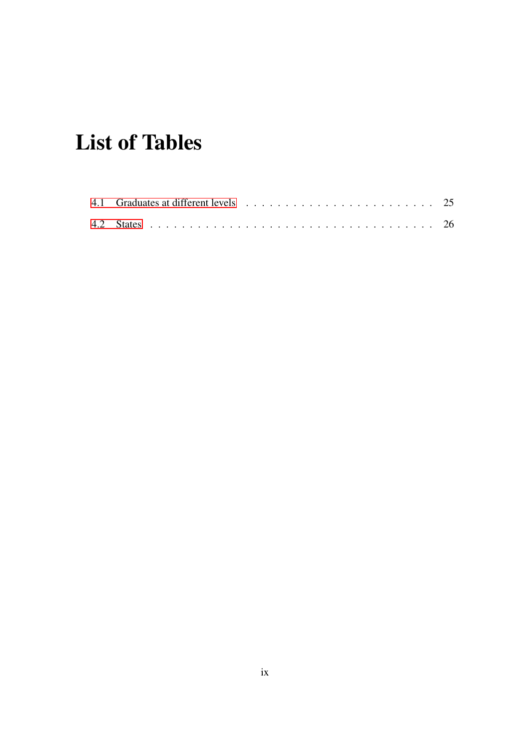# List of Tables

4.1 Graduates at different levels . . . . . . . . . . . . . . . . . . . . . . . . . 25

4.2 States . . . . . . . . . . . . . . . . . . . . . . . . . . . . . . . . . . . . 26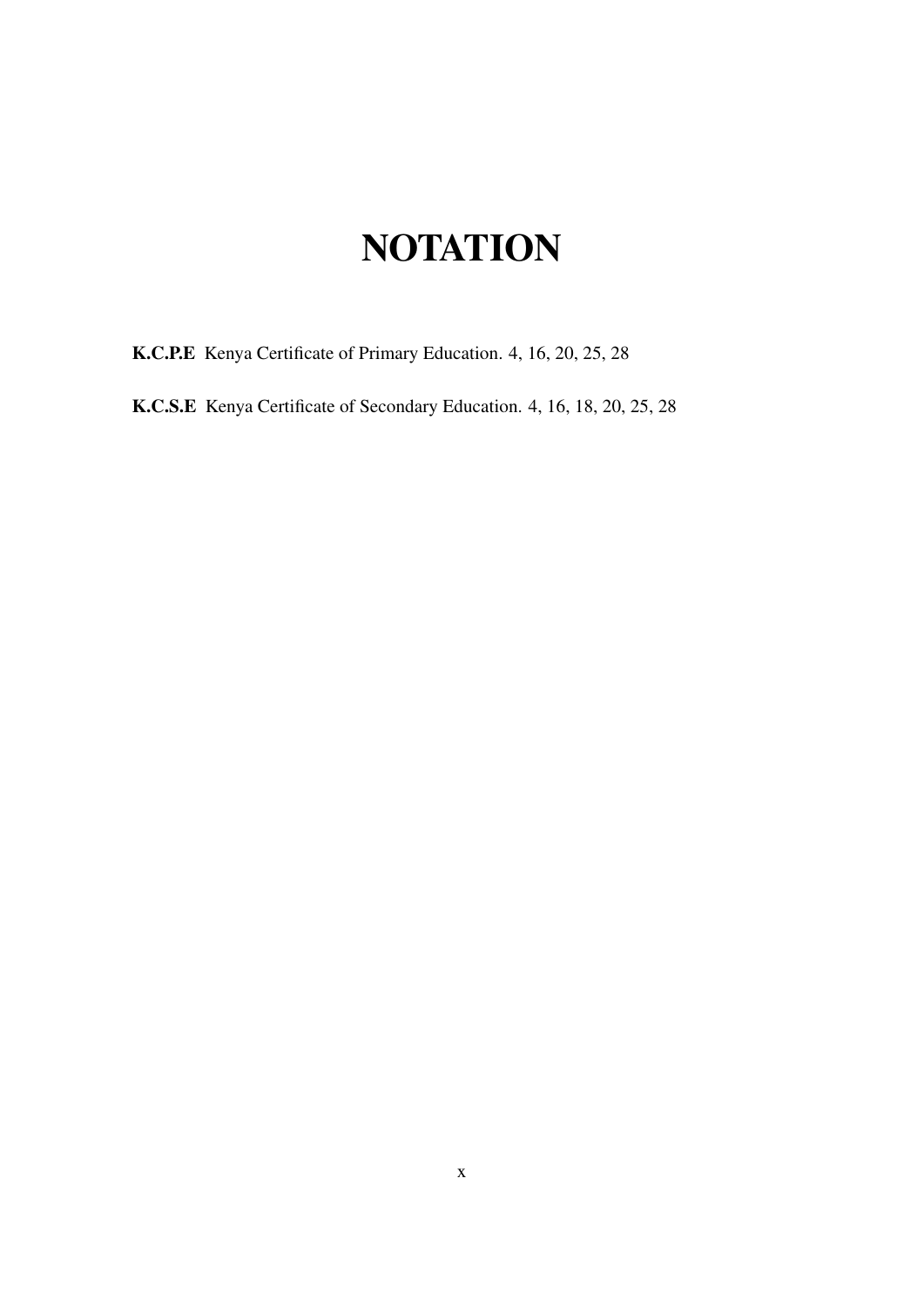# NOTATION

**K.C.P.E** Kenya Certificate of Primary Education. 4, 16, 20, 25, 28

**K.C.S.E** Kenya Certificate of Secondary Education. 4, 16, 18, 20, 25, 28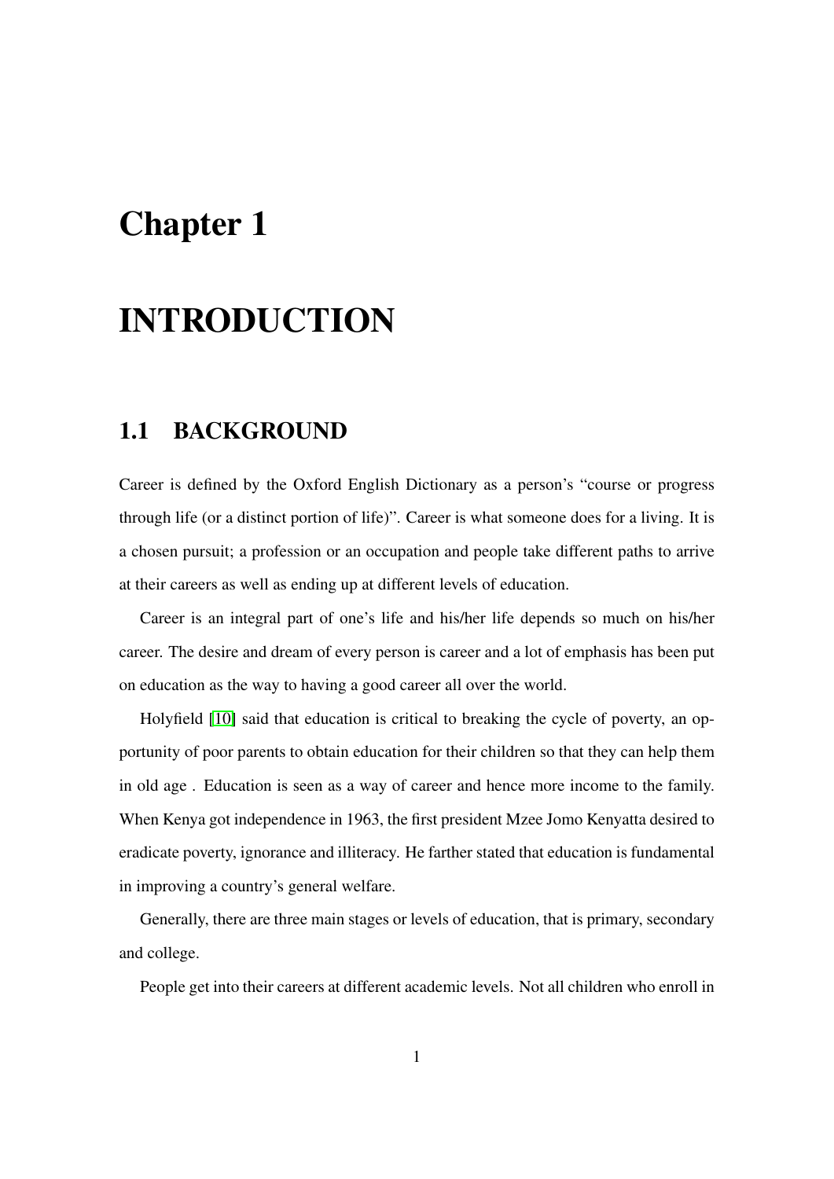# Chapter 1

# INTRODUCTION

## 1.1 BACKGROUND

Career is defined by the Oxford English Dictionary as a person's "course or progress through life (or a distinct portion of life)". Career is what someone does for a living. It is a chosen pursuit; a profession or an occupation and people take different paths to arrive at their careers as well as ending up at different levels of education.

Career is an integral part of one's life and his/her life depends so much on his/her career. The desire and dream of every person is career and a lot of emphasis has been put on education as the way to having a good career all over the world.

Holyfield [10] said that education is critical to breaking the cycle of poverty, an opportunity of poor parents to obtain education for their children so that they can help them in old age . Education is seen as a way of career and hence more income to the family. When Kenya got independence in 1963, the first president Mzee Jomo Kenyatta desired to eradicate poverty, ignorance and illiteracy. He farther stated that education is fundamental in improving a country's general welfare.

Generally, there are three main stages or levels of education, that is primary, secondary and college.

People get into their careers at different academic levels. Not all children who enroll in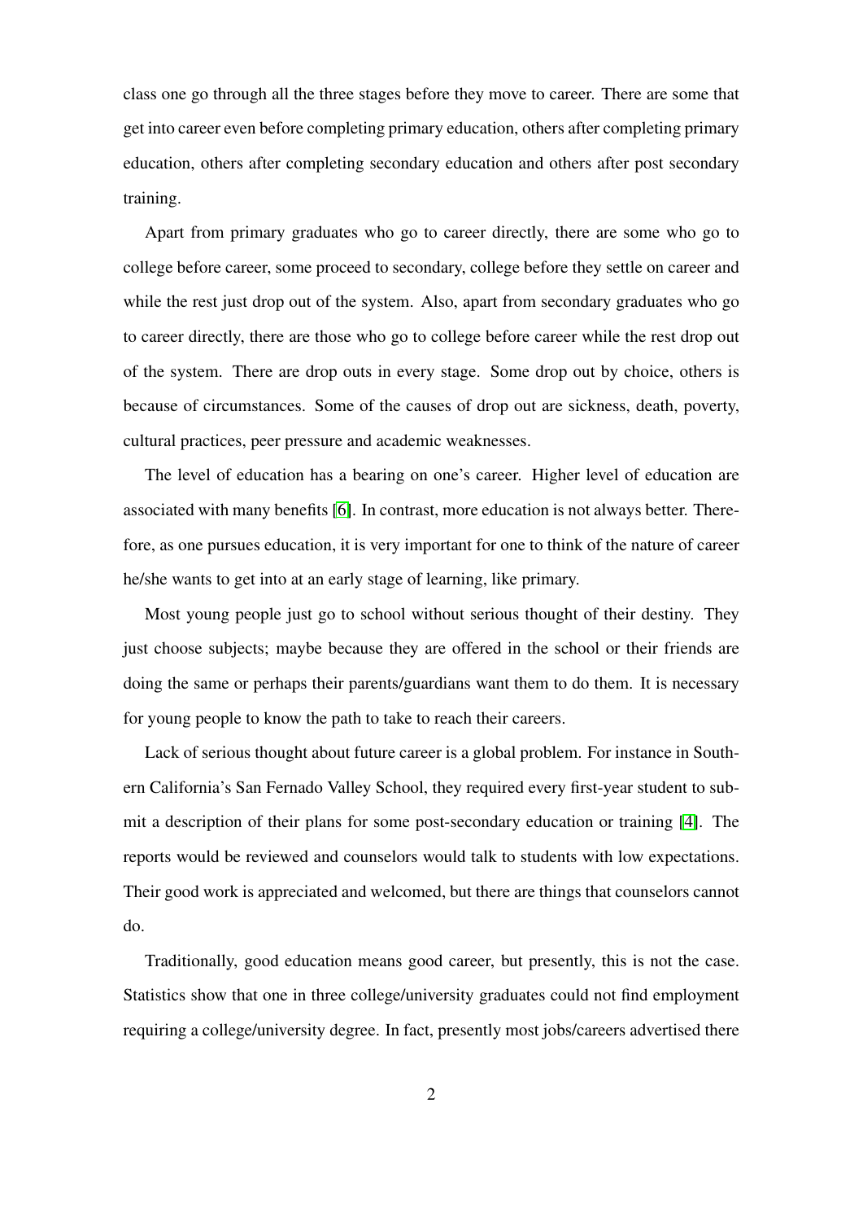class one go through all the three stages before they move to career. There are some that get into career even before completing primary education, others after completing primary education, others after completing secondary education and others after post secondary training.

Apart from primary graduates who go to career directly, there are some who go to college before career, some proceed to secondary, college before they settle on career and while the rest just drop out of the system. Also, apart from secondary graduates who go to career directly, there are those who go to college before career while the rest drop out of the system. There are drop outs in every stage. Some drop out by choice, others is because of circumstances. Some of the causes of drop out are sickness, death, poverty, cultural practices, peer pressure and academic weaknesses.

The level of education has a bearing on one's career. Higher level of education are associated with many benefits [6]. In contrast, more education is not always better. Therefore, as one pursues education, it is very important for one to think of the nature of career he/she wants to get into at an early stage of learning, like primary.

Most young people just go to school without serious thought of their destiny. They just choose subjects; maybe because they are offered in the school or their friends are doing the same or perhaps their parents/guardians want them to do them. It is necessary for young people to know the path to take to reach their careers.

Lack of serious thought about future career is a global problem. For instance in Southern California's San Fernado Valley School, they required every first-year student to submit a description of their plans for some post-secondary education or training [4]. The reports would be reviewed and counselors would talk to students with low expectations. Their good work is appreciated and welcomed, but there are things that counselors cannot do.

Traditionally, good education means good career, but presently, this is not the case. Statistics show that one in three college/university graduates could not find employment requiring a college/university degree. In fact, presently most jobs/careers advertised there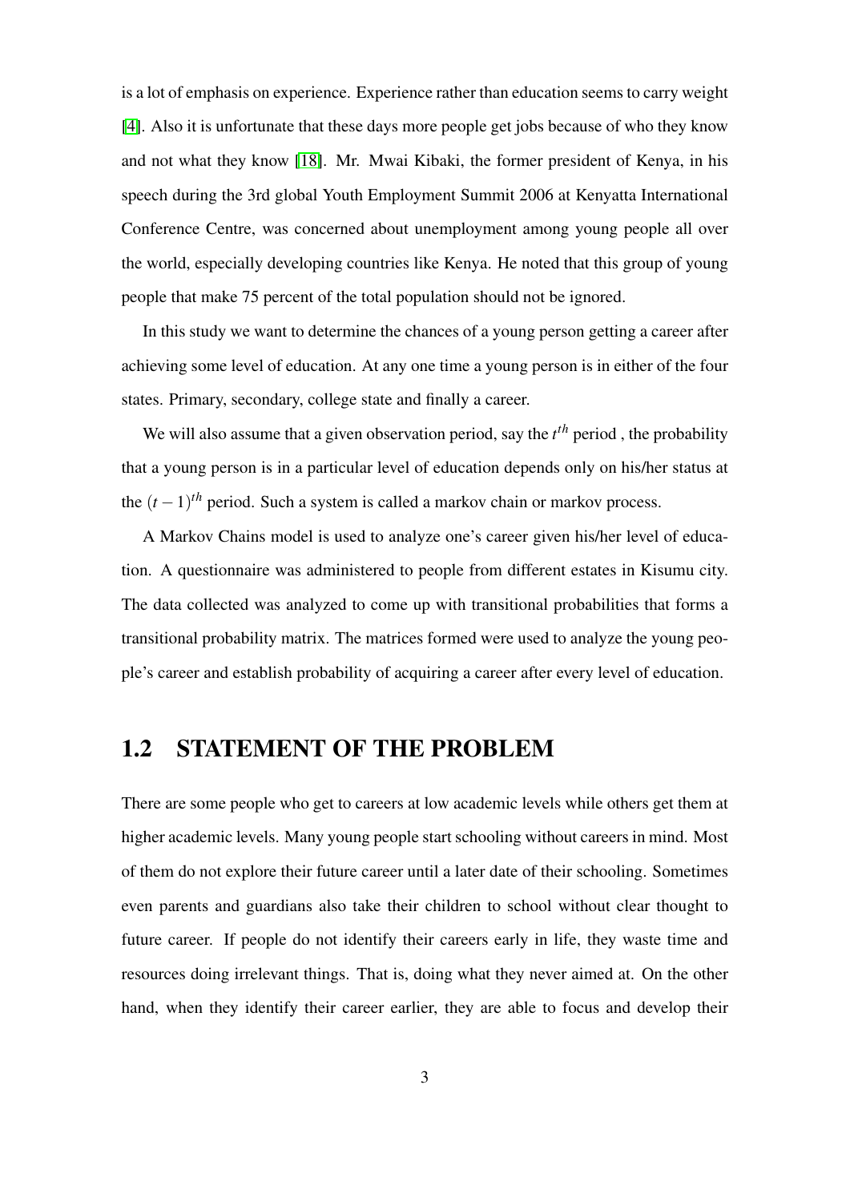is a lot of emphasis on experience. Experience rather than education seems to carry weight [4]. Also it is unfortunate that these days more people get jobs because of who they know and not what they know [18]. Mr. Mwai Kibaki, the former president of Kenya, in his speech during the 3rd global Youth Employment Summit 2006 at Kenyatta International Conference Centre, was concerned about unemployment among young people all over the world, especially developing countries like Kenya. He noted that this group of young people that make 75 percent of the total population should not be ignored.

In this study we want to determine the chances of a young person getting a career after achieving some level of education. At any one time a young person is in either of the four states. Primary, secondary, college state and finally a career.

We will also assume that a given observation period, say the $t^{th}$ period , the probability that a young person is in a particular level of education depends only on his/her status at the $(t-1)^{th}$ period. Such a system is called a markov chain or markov process.

A Markov Chains model is used to analyze one's career given his/her level of education. A questionnaire was administered to people from different estates in Kisumu city. The data collected was analyzed to come up with transitional probabilities that forms a transitional probability matrix. The matrices formed were used to analyze the young people's career and establish probability of acquiring a career after every level of education.

## 1.2 STATEMENT OF THE PROBLEM

There are some people who get to careers at low academic levels while others get them at higher academic levels. Many young people start schooling without careers in mind. Most of them do not explore their future career until a later date of their schooling. Sometimes even parents and guardians also take their children to school without clear thought to future career. If people do not identify their careers early in life, they waste time and resources doing irrelevant things. That is, doing what they never aimed at. On the other hand, when they identify their career earlier, they are able to focus and develop their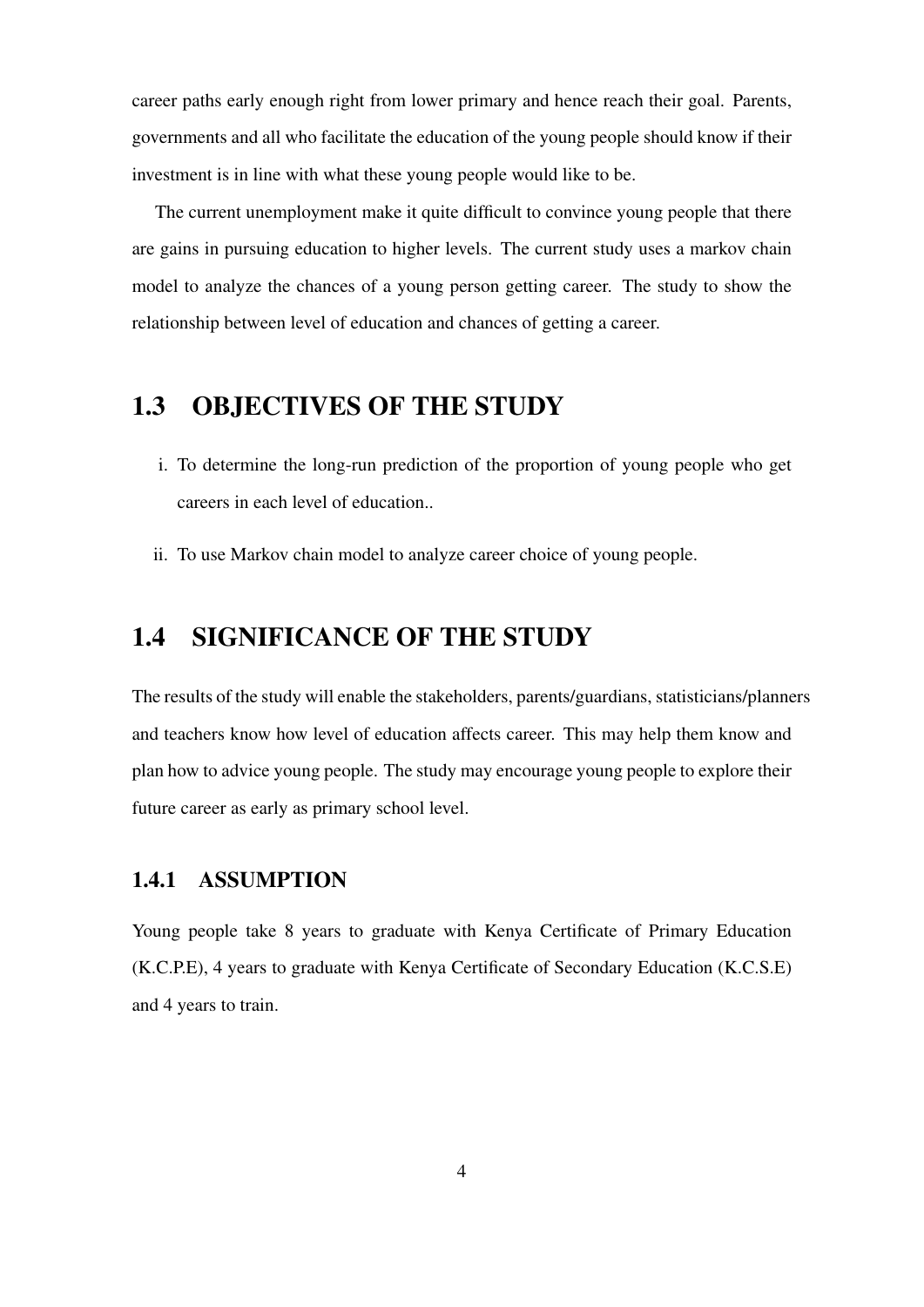career paths early enough right from lower primary and hence reach their goal. Parents, governments and all who facilitate the education of the young people should know if their investment is in line with what these young people would like to be.

The current unemployment make it quite difficult to convince young people that there are gains in pursuing education to higher levels. The current study uses a markov chain model to analyze the chances of a young person getting career. The study to show the relationship between level of education and chances of getting a career.

## 1.3 OBJECTIVES OF THE STUDY

i. To determine the long-run prediction of the proportion of young people who get careers in each level of education..

ii. To use Markov chain model to analyze career choice of young people.

## 1.4 SIGNIFICANCE OF THE STUDY

The results of the study will enable the stakeholders, parents/guardians, statisticians/planners and teachers know how level of education affects career. This may help them know and plan how to advice young people. The study may encourage young people to explore their future career as early as primary school level.

### 1.4.1 ASSUMPTION

Young people take 8 years to graduate with Kenya Certificate of Primary Education (K.C.P.E), 4 years to graduate with Kenya Certificate of Secondary Education (K.C.S.E) and 4 years to train.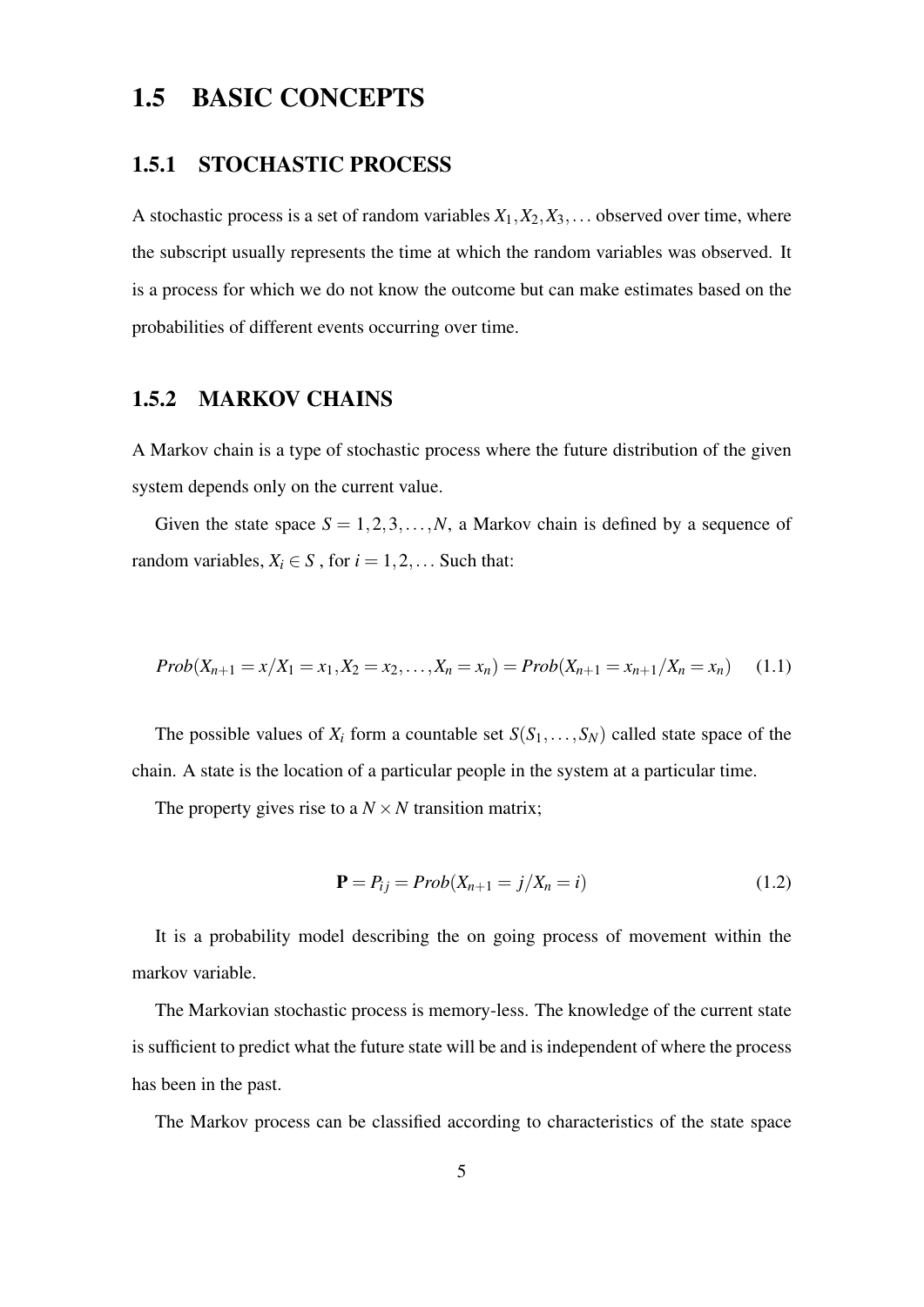## 1.5 BASIC CONCEPTS

### 1.5.1 STOCHASTIC PROCESS

A stochastic process is a set of random variables $X_1, X_2, X_3, \ldots$ observed over time, where the subscript usually represents the time at which the random variables was observed. It is a process for which we do not know the outcome but can make estimates based on the probabilities of different events occurring over time.

### 1.5.2 MARKOV CHAINS

A Markov chain is a type of stochastic process where the future distribution of the given system depends only on the current value.

Given the state space $S = 1, 2, 3, \ldots, N$, a Markov chain is defined by a sequence of random variables, $X_i \in S$ , for $i = 1, 2, \ldots$ Such that:

$$Prob(X_{n+1} = x / X_1 = x_1, X_2 = x_2, \ldots, X_n = x_n) = Prob(X_{n+1} = x_{n+1} / X_n = x_n) \quad (1.1)$$

The possible values of $X_i$ form a countable set $S(S_1, \ldots, S_N)$ called state space of the chain. A state is the location of a particular people in the system at a particular time.

The property gives rise to a $N \times N$ transition matrix;

$$\mathbf{P} = P_{ij} = Prob(X_{n+1} = j / X_n = i) \quad (1.2)$$

It is a probability model describing the on going process of movement within the markov variable.

The Markovian stochastic process is memory-less. The knowledge of the current state is sufficient to predict what the future state will be and is independent of where the process has been in the past.

The Markov process can be classified according to characteristics of the state space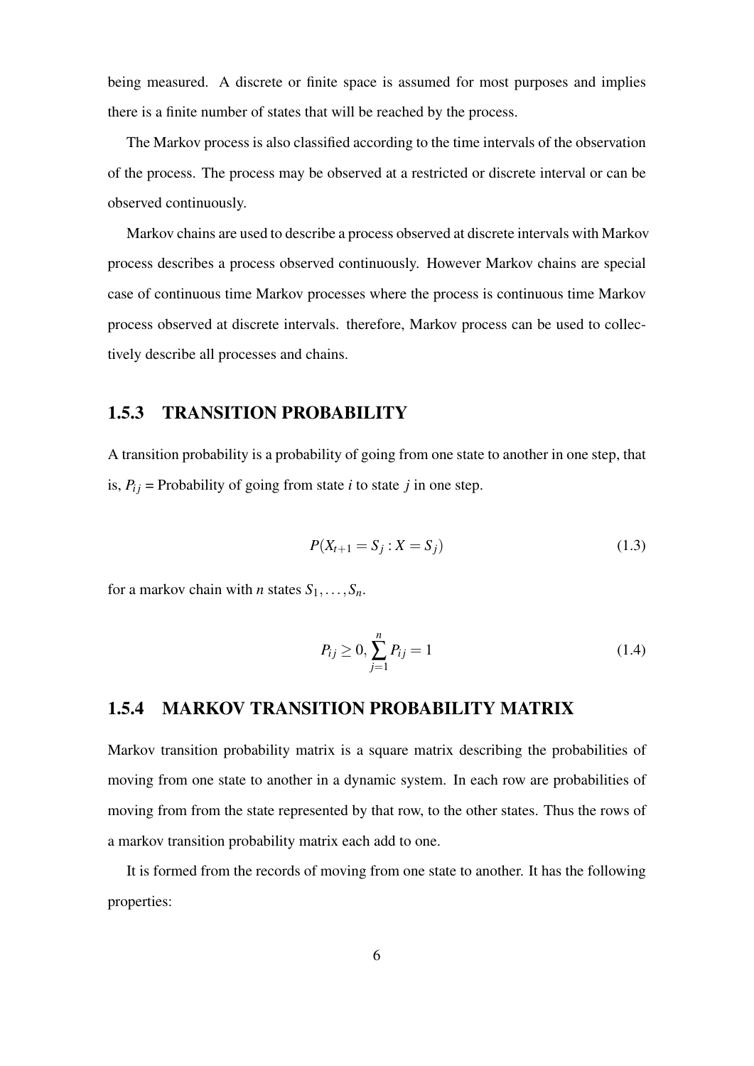being measured. A discrete or finite space is assumed for most purposes and implies there is a finite number of states that will be reached by the process.

The Markov process is also classified according to the time intervals of the observation of the process. The process may be observed at a restricted or discrete interval or can be observed continuously.

Markov chains are used to describe a process observed at discrete intervals with Markov process describes a process observed continuously. However Markov chains are special case of continuous time Markov processes where the process is continuous time Markov process observed at discrete intervals. therefore, Markov process can be used to collectively describe all processes and chains.

### 1.5.3 TRANSITION PROBABILITY

A transition probability is a probability of going from one state to another in one step, that is, $P_{ij}$ = Probability of going from state $i$ to state $j$ in one step.

$$P(X_{t+1} = S_j : X = S_j) \tag{1.3}$$

for a markov chain with $n$ states $S_1, \ldots, S_n$.

$$P_{ij} \geq 0, \sum_{j=1}^{n} P_{ij} = 1 \tag{1.4}$$

### 1.5.4 MARKOV TRANSITION PROBABILITY MATRIX

Markov transition probability matrix is a square matrix describing the probabilities of moving from one state to another in a dynamic system. In each row are probabilities of moving from from the state represented by that row, to the other states. Thus the rows of a markov transition probability matrix each add to one.

It is formed from the records of moving from one state to another. It has the following properties: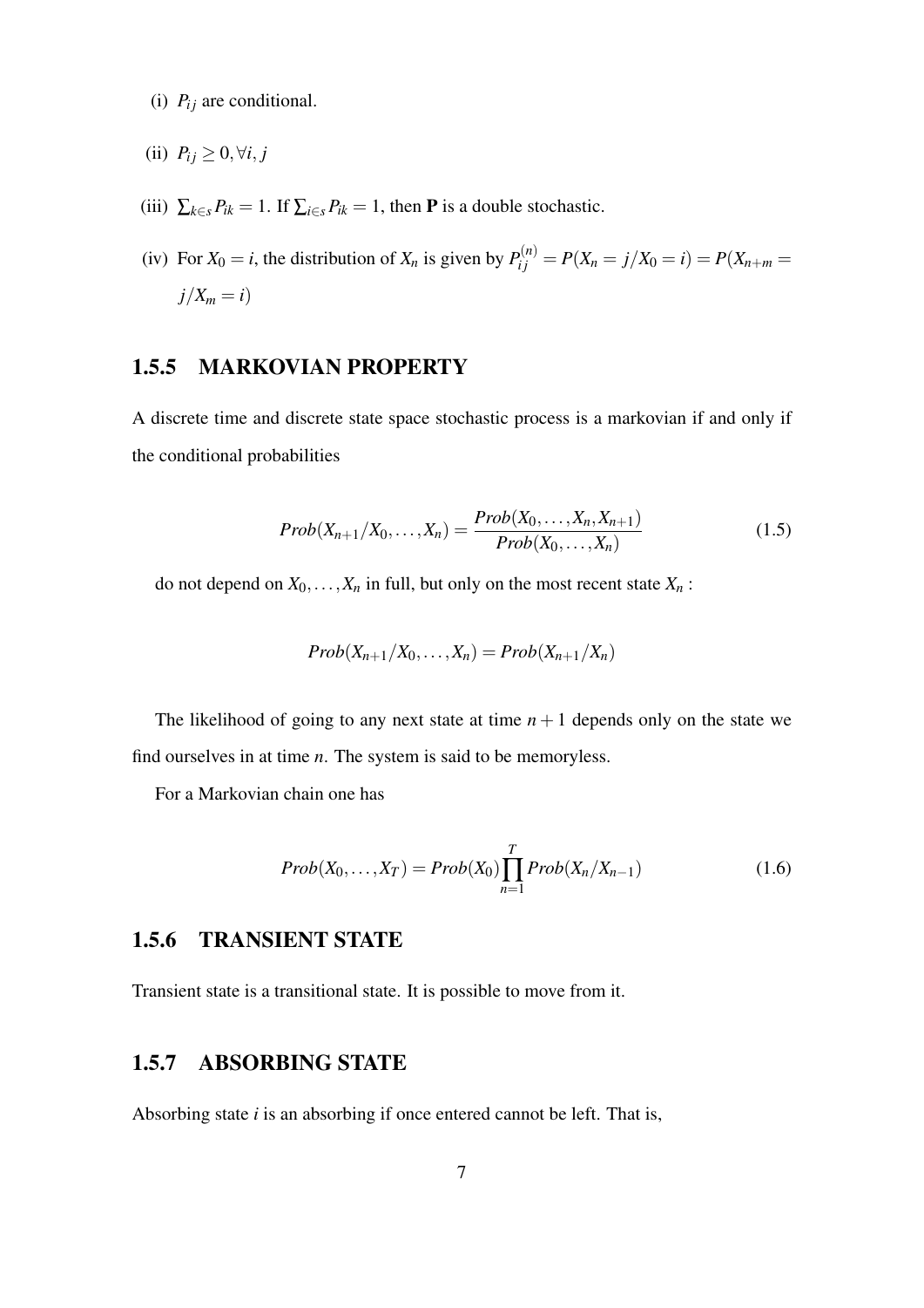(i) $P_{ij}$ are conditional.

(ii) $P_{ij} \geq 0, \forall i, j$

(iii) $\sum_{k \in s} P_{ik} = 1$. If $\sum_{i \in s} P_{ik} = 1$, then $\mathbf{P}$ is a double stochastic.

(iv) For $X_0 = i$, the distribution of $X_n$ is given by $P_{ij}^{(n)} = P(X_n = j / X_0 = i) = P(X_{n+m} = j / X_m = i)$

### 1.5.5 MARKOVIAN PROPERTY

A discrete time and discrete state space stochastic process is a markovian if and only if the conditional probabilities

$$Prob(X_{n+1}/X_0, \ldots, X_n) = \frac{Prob(X_0, \ldots, X_n, X_{n+1})}{Prob(X_0, \ldots, X_n)} \tag{1.5}$$

do not depend on $X_0, \ldots, X_n$ in full, but only on the most recent state $X_n$ :

$$Prob(X_{n+1}/X_0, \ldots, X_n) = Prob(X_{n+1}/X_n)$$

The likelihood of going to any next state at time $n+1$ depends only on the state we find ourselves in at time $n$. The system is said to be memoryless.

For a Markovian chain one has

$$Prob(X_0, \ldots, X_T) = Prob(X_0) \prod_{n=1}^{T} Prob(X_n / X_{n-1}) \tag{1.6}$$

### 1.5.6 TRANSIENT STATE

Transient state is a transitional state. It is possible to move from it.

### 1.5.7 ABSORBING STATE

Absorbing state $i$ is an absorbing if once entered cannot be left. That is,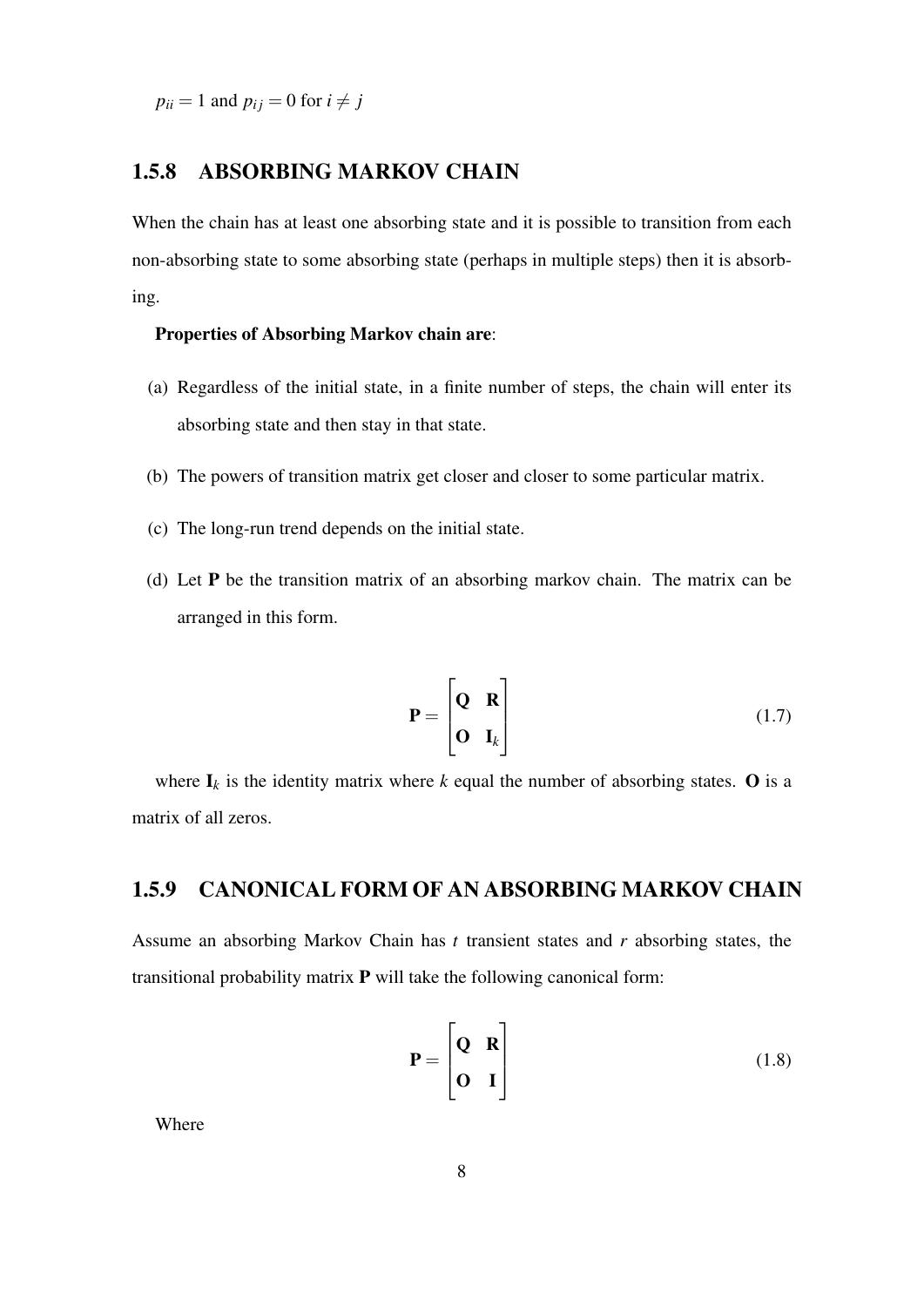$p_{ii} = 1$ and $p_{ij} = 0$ for $i \neq j$

### 1.5.8 ABSORBING MARKOV CHAIN

When the chain has at least one absorbing state and it is possible to transition from each non-absorbing state to some absorbing state (perhaps in multiple steps) then it is absorbing.

**Properties of Absorbing Markov chain are**:

(a) Regardless of the initial state, in a finite number of steps, the chain will enter its absorbing state and then stay in that state.

(b) The powers of transition matrix get closer and closer to some particular matrix.

(c) The long-run trend depends on the initial state.

(d) Let **P** be the transition matrix of an absorbing markov chain. The matrix can be arranged in this form.

$$\mathbf{P} = \begin{bmatrix} \mathbf{Q} & \mathbf{R} \\ \mathbf{O} & \mathbf{I}_k \end{bmatrix} \tag{1.7}$$

where $\mathbf{I}_k$ is the identity matrix where $k$ equal the number of absorbing states. **O** is a matrix of all zeros.

### 1.5.9 CANONICAL FORM OF AN ABSORBING MARKOV CHAIN

Assume an absorbing Markov Chain has $t$ transient states and $r$ absorbing states, the transitional probability matrix **P** will take the following canonical form:

$$\mathbf{P} = \begin{bmatrix} \mathbf{Q} & \mathbf{R} \\ \mathbf{O} & \mathbf{I} \end{bmatrix} \tag{1.8}$$

Where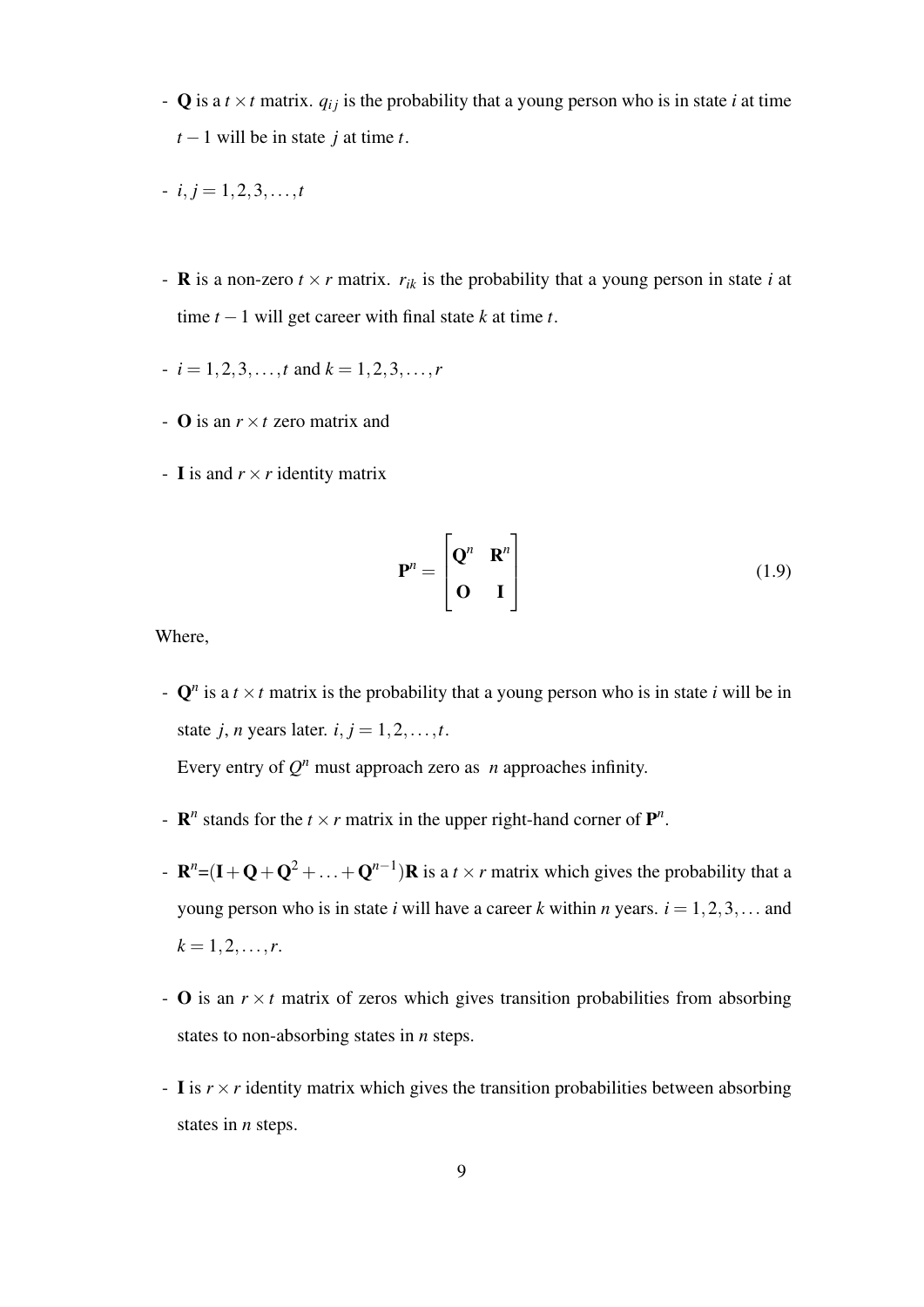- $\mathbf{Q}$ is a $t \times t$ matrix. $q_{ij}$ is the probability that a young person who is in state $i$ at time $t-1$ will be in state $j$ at time $t$.

- $i, j = 1, 2, 3, \ldots, t$

- $\mathbf{R}$ is a non-zero $t \times r$ matrix. $r_{ik}$ is the probability that a young person in state $i$ at time $t-1$ will get career with final state $k$ at time $t$.

- $i = 1, 2, 3, \ldots, t$ and $k = 1, 2, 3, \ldots, r$

- $\mathbf{O}$ is an $r \times t$ zero matrix and

- $\mathbf{I}$ is and $r \times r$ identity matrix

$$\mathbf{P}^n = \begin{bmatrix} \mathbf{Q}^n & \mathbf{R}^n \\ \mathbf{O} & \mathbf{I} \end{bmatrix} \tag{1.9}$$

Where,

- $\mathbf{Q}^n$ is a $t \times t$ matrix is the probability that a young person who is in state $i$ will be in state $j$, $n$ years later. $i, j = 1, 2, \ldots, t$.

  Every entry of $Q^n$ must approach zero as $n$ approaches infinity.

- $\mathbf{R}^n$ stands for the $t \times r$ matrix in the upper right-hand corner of $\mathbf{P}^n$.

- $\mathbf{R}^n$=$(\mathbf{I} + \mathbf{Q} + \mathbf{Q}^2 + \ldots + \mathbf{Q}^{n-1})\mathbf{R}$ is a $t \times r$ matrix which gives the probability that a young person who is in state $i$ will have a career $k$ within $n$ years. $i = 1, 2, 3, \ldots$ and $k = 1, 2, \ldots, r$.

- $\mathbf{O}$ is an $r \times t$ matrix of zeros which gives transition probabilities from absorbing states to non-absorbing states in $n$ steps.

- $\mathbf{I}$ is $r \times r$ identity matrix which gives the transition probabilities between absorbing states in $n$ steps.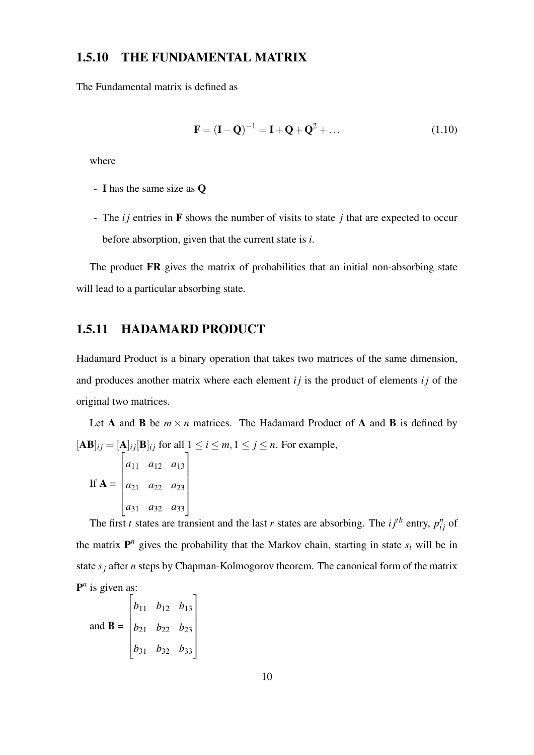### 1.5.10 THE FUNDAMENTAL MATRIX

The Fundamental matrix is defined as

$$\mathbf{F} = (\mathbf{I} - \mathbf{Q})^{-1} = \mathbf{I} + \mathbf{Q} + \mathbf{Q}^2 + \dots \tag{1.10}$$

where

- $\mathbf{I}$ has the same size as $\mathbf{Q}$
- The $ij$ entries in $\mathbf{F}$ shows the number of visits to state $j$ that are expected to occur before absorption, given that the current state is $i$.

The product **FR** gives the matrix of probabilities that an initial non-absorbing state will lead to a particular absorbing state.

### 1.5.11 HADAMARD PRODUCT

Hadamard Product is a binary operation that takes two matrices of the same dimension, and produces another matrix where each element $ij$ is the product of elements $ij$ of the original two matrices.

Let $\mathbf{A}$ and $\mathbf{B}$ be $m \times n$ matrices. The Hadamard Product of $\mathbf{A}$ and $\mathbf{B}$ is defined by $[\mathbf{AB}]_{ij} = [\mathbf{A}]_{ij}[\mathbf{B}]_{ij}$ for all $1 \leq i \leq m, 1 \leq j \leq n$. For example,

If $\mathbf{A} = \begin{bmatrix} a_{11} & a_{12} & a_{13} \\ a_{21} & a_{22} & a_{23} \\ a_{31} & a_{32} & a_{33} \end{bmatrix}$

The first $t$ states are transient and the last $r$ states are absorbing. The $ij^{th}$ entry, $p_{ij}^{n}$ of the matrix $\mathbf{P}^n$ gives the probability that the Markov chain, starting in state $s_i$ will be in state $s_j$ after $n$ steps by Chapman-Kolmogorov theorem. The canonical form of the matrix $\mathbf{P}^n$ is given as:

and $\mathbf{B} = \begin{bmatrix} b_{11} & b_{12} & b_{13} \\ b_{21} & b_{22} & b_{23} \\ b_{31} & b_{32} & b_{33} \end{bmatrix}$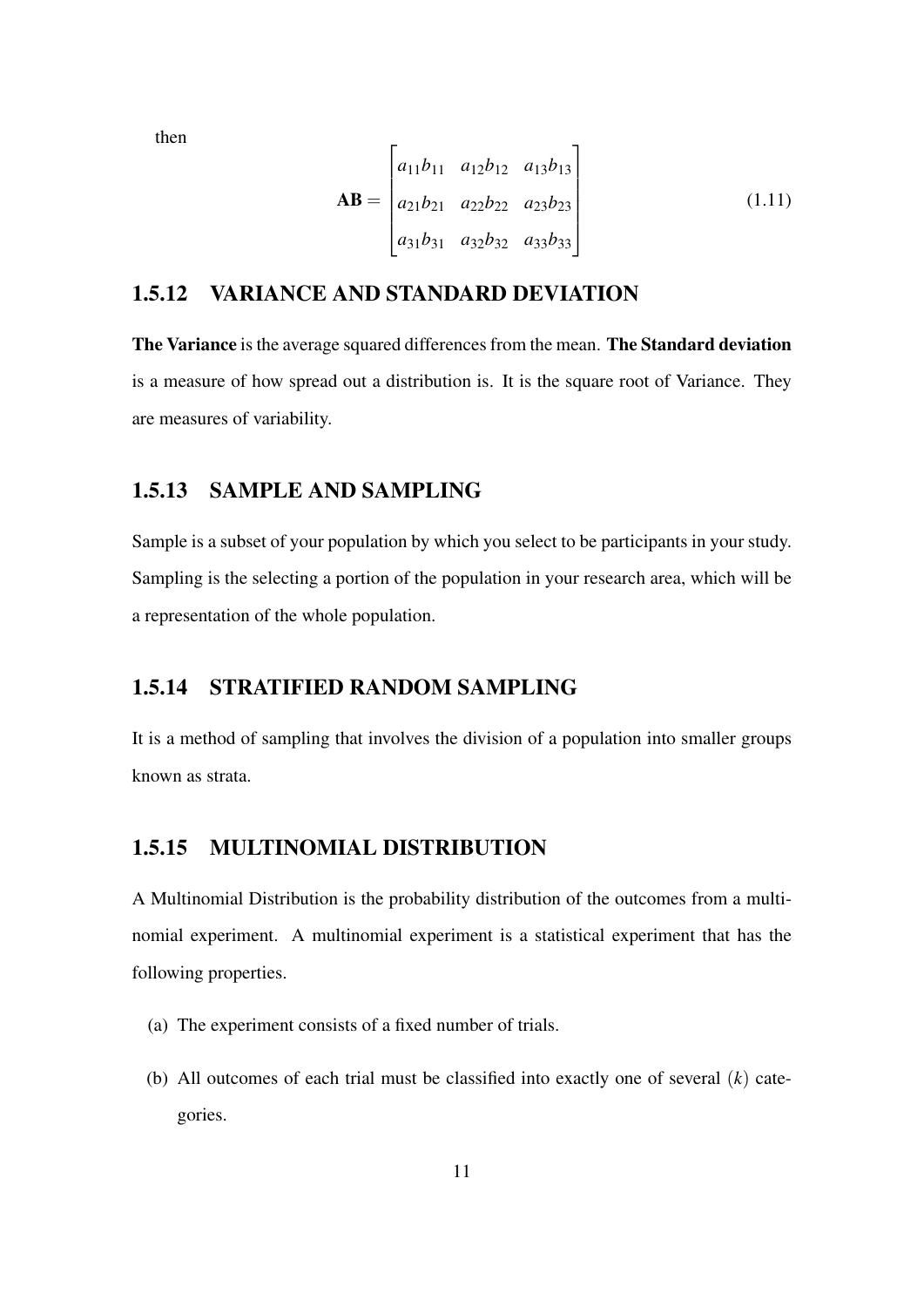then

$$\mathbf{AB} = \begin{bmatrix} a_{11}b_{11} & a_{12}b_{12} & a_{13}b_{13} \\ a_{21}b_{21} & a_{22}b_{22} & a_{23}b_{23} \\ a_{31}b_{31} & a_{32}b_{32} & a_{33}b_{33} \end{bmatrix} \tag{1.11}$$

### 1.5.12 VARIANCE AND STANDARD DEVIATION

**The Variance** is the average squared differences from the mean. **The Standard deviation** is a measure of how spread out a distribution is. It is the square root of Variance. They are measures of variability.

### 1.5.13 SAMPLE AND SAMPLING

Sample is a subset of your population by which you select to be participants in your study. Sampling is the selecting a portion of the population in your research area, which will be a representation of the whole population.

### 1.5.14 STRATIFIED RANDOM SAMPLING

It is a method of sampling that involves the division of a population into smaller groups known as strata.

### 1.5.15 MULTINOMIAL DISTRIBUTION

A Multinomial Distribution is the probability distribution of the outcomes from a multinomial experiment. A multinomial experiment is a statistical experiment that has the following properties.

(a) The experiment consists of a fixed number of trials.

(b) All outcomes of each trial must be classified into exactly one of several $(k)$ categories.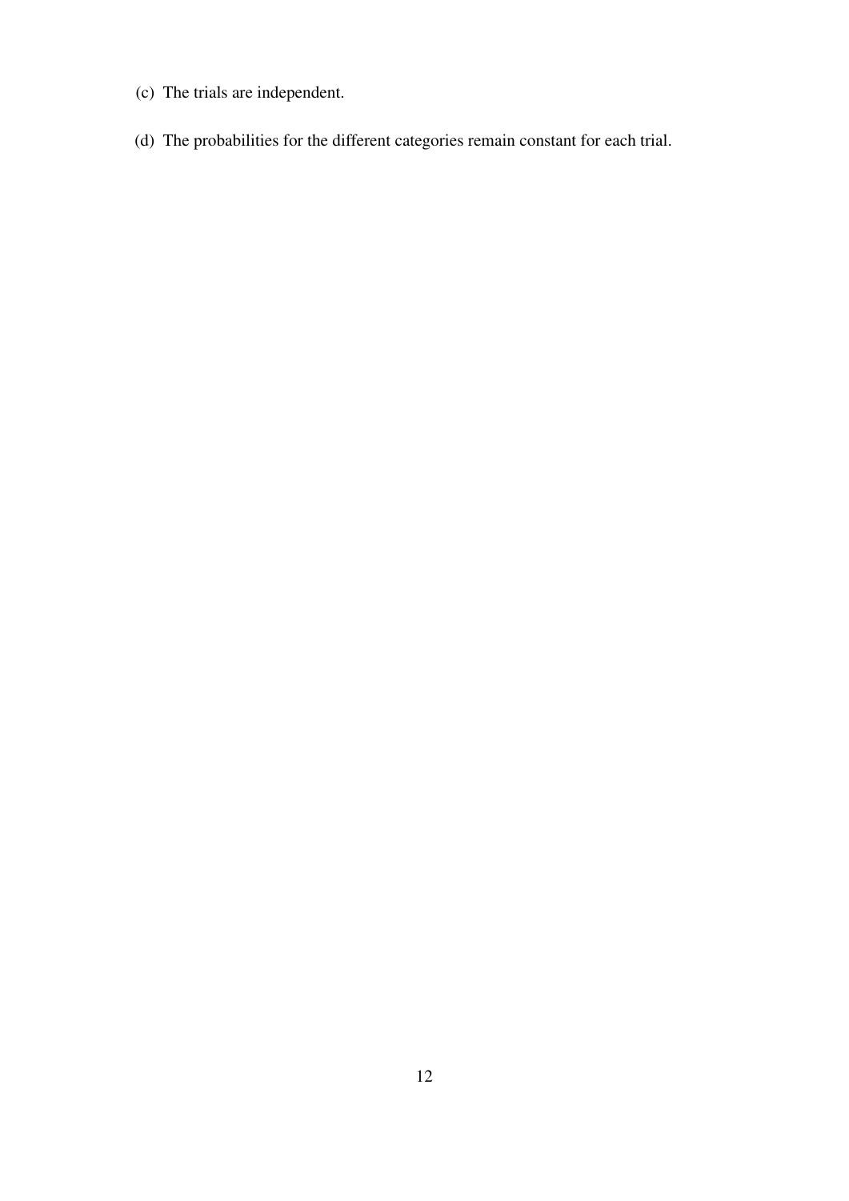(c) The trials are independent.

(d) The probabilities for the different categories remain constant for each trial.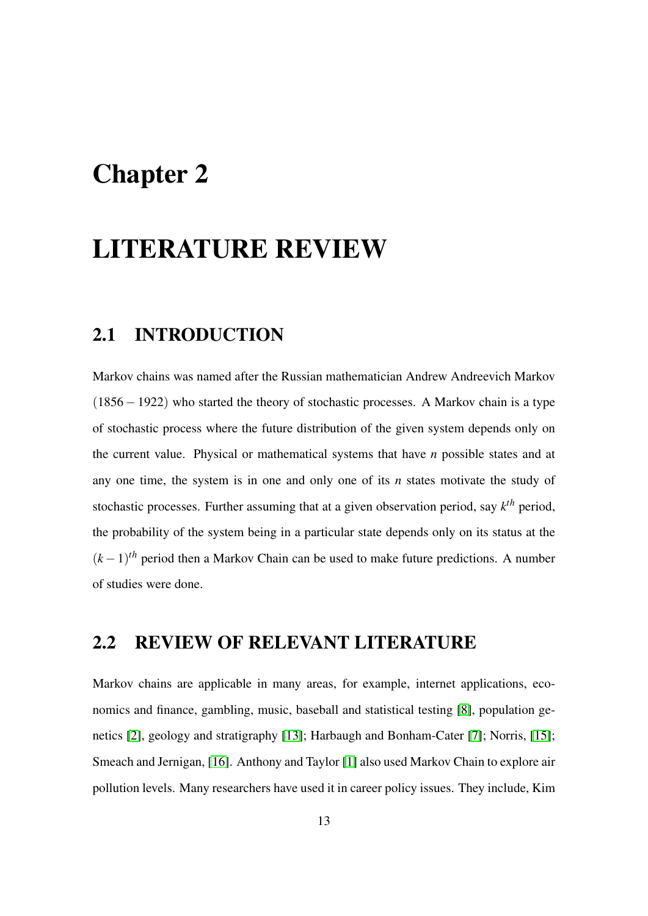# Chapter 2

# LITERATURE REVIEW

## 2.1 INTRODUCTION

Markov chains was named after the Russian mathematician Andrew Andreevich Markov $(1856-1922)$ who started the theory of stochastic processes. A Markov chain is a type of stochastic process where the future distribution of the given system depends only on the current value. Physical or mathematical systems that have $n$ possible states and at any one time, the system is in one and only one of its $n$ states motivate the study of stochastic processes. Further assuming that at a given observation period, say $k^{th}$ period, the probability of the system being in a particular state depends only on its status at the $(k-1)^{th}$ period then a Markov Chain can be used to make future predictions. A number of studies were done.

## 2.2 REVIEW OF RELEVANT LITERATURE

Markov chains are applicable in many areas, for example, internet applications, economics and finance, gambling, music, baseball and statistical testing [8], population genetics [2], geology and stratigraphy [13]; Harbaugh and Bonham-Cater [7]; Norris, [15]; Smeach and Jernigan, [16]. Anthony and Taylor [1] also used Markov Chain to explore air pollution levels. Many researchers have used it in career policy issues. They include, Kim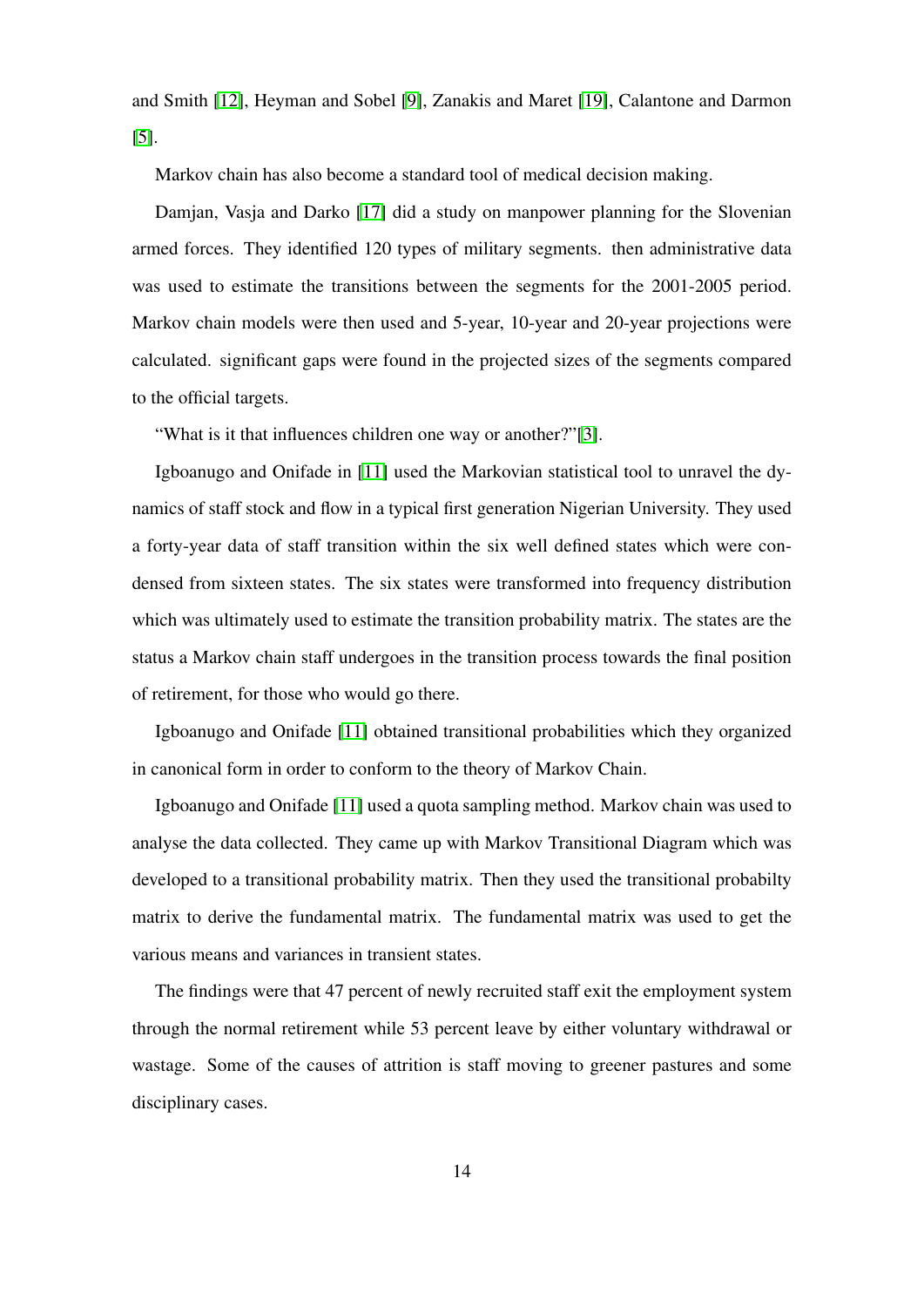and Smith [12], Heyman and Sobel [9], Zanakis and Maret [19], Calantone and Darmon [5].

Markov chain has also become a standard tool of medical decision making.

Damjan, Vasja and Darko [17] did a study on manpower planning for the Slovenian armed forces. They identified 120 types of military segments. then administrative data was used to estimate the transitions between the segments for the 2001-2005 period. Markov chain models were then used and 5-year, 10-year and 20-year projections were calculated. significant gaps were found in the projected sizes of the segments compared to the official targets.

"What is it that influences children one way or another?"[3].

Igboanugo and Onifade in [11] used the Markovian statistical tool to unravel the dynamics of staff stock and flow in a typical first generation Nigerian University. They used a forty-year data of staff transition within the six well defined states which were condensed from sixteen states. The six states were transformed into frequency distribution which was ultimately used to estimate the transition probability matrix. The states are the status a Markov chain staff undergoes in the transition process towards the final position of retirement, for those who would go there.

Igboanugo and Onifade [11] obtained transitional probabilities which they organized in canonical form in order to conform to the theory of Markov Chain.

Igboanugo and Onifade [11] used a quota sampling method. Markov chain was used to analyse the data collected. They came up with Markov Transitional Diagram which was developed to a transitional probability matrix. Then they used the transitional probabilty matrix to derive the fundamental matrix. The fundamental matrix was used to get the various means and variances in transient states.

The findings were that 47 percent of newly recruited staff exit the employment system through the normal retirement while 53 percent leave by either voluntary withdrawal or wastage. Some of the causes of attrition is staff moving to greener pastures and some disciplinary cases.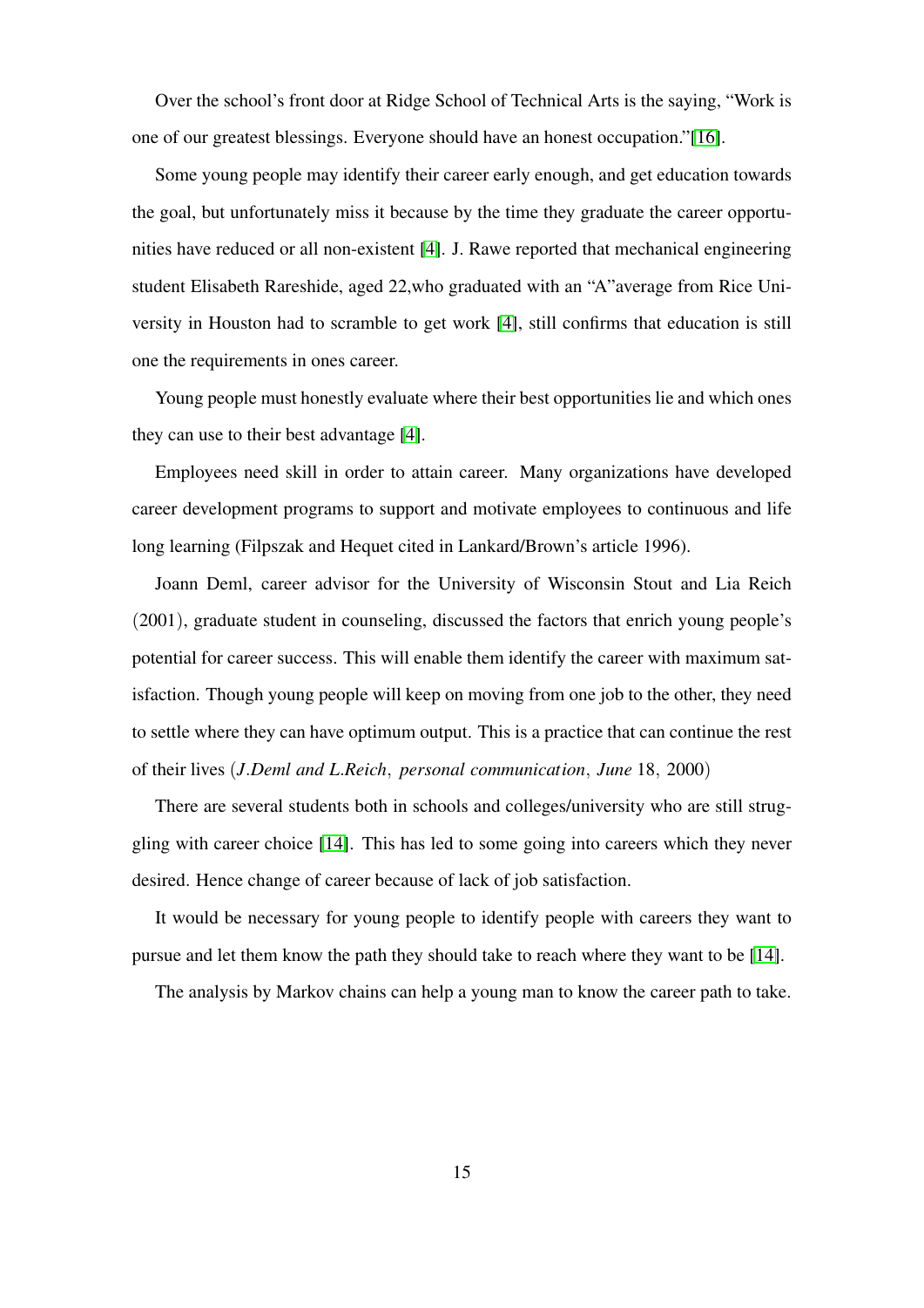Over the school's front door at Ridge School of Technical Arts is the saying, "Work is one of our greatest blessings. Everyone should have an honest occupation."[16].

Some young people may identify their career early enough, and get education towards the goal, but unfortunately miss it because by the time they graduate the career opportunities have reduced or all non-existent [4]. J. Rawe reported that mechanical engineering student Elisabeth Rareshide, aged 22,who graduated with an "A"average from Rice University in Houston had to scramble to get work [4], still confirms that education is still one the requirements in ones career.

Young people must honestly evaluate where their best opportunities lie and which ones they can use to their best advantage [4].

Employees need skill in order to attain career. Many organizations have developed career development programs to support and motivate employees to continuous and life long learning (Filpszak and Hequet cited in Lankard/Brown's article 1996).

Joann Deml, career advisor for the University of Wisconsin Stout and Lia Reich (2001), graduate student in counseling, discussed the factors that enrich young people's potential for career success. This will enable them identify the career with maximum satisfaction. Though young people will keep on moving from one job to the other, they need to settle where they can have optimum output. This is a practice that can continue the rest of their lives (*J.Deml and L.Reich*, *personal communication*, *June* 18, 2000)

There are several students both in schools and colleges/university who are still struggling with career choice [14]. This has led to some going into careers which they never desired. Hence change of career because of lack of job satisfaction.

It would be necessary for young people to identify people with careers they want to pursue and let them know the path they should take to reach where they want to be [14].

The analysis by Markov chains can help a young man to know the career path to take.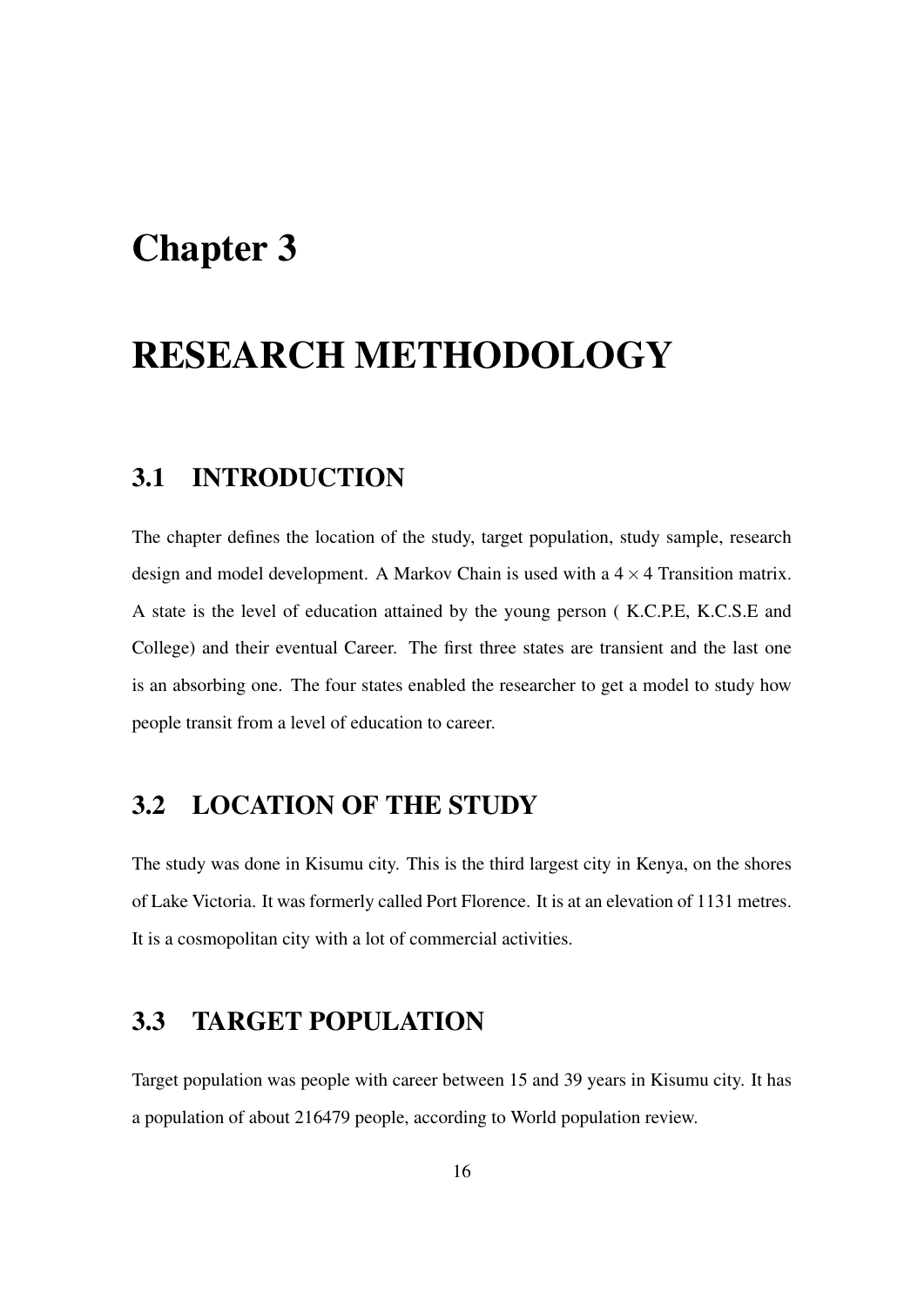# Chapter 3

# RESEARCH METHODOLOGY

## 3.1 INTRODUCTION

The chapter defines the location of the study, target population, study sample, research design and model development. A Markov Chain is used with a $4 \times 4$ Transition matrix. A state is the level of education attained by the young person ( K.C.P.E, K.C.S.E and College) and their eventual Career. The first three states are transient and the last one is an absorbing one. The four states enabled the researcher to get a model to study how people transit from a level of education to career.

## 3.2 LOCATION OF THE STUDY

The study was done in Kisumu city. This is the third largest city in Kenya, on the shores of Lake Victoria. It was formerly called Port Florence. It is at an elevation of 1131 metres. It is a cosmopolitan city with a lot of commercial activities.

## 3.3 TARGET POPULATION

Target population was people with career between 15 and 39 years in Kisumu city. It has a population of about 216479 people, according to World population review.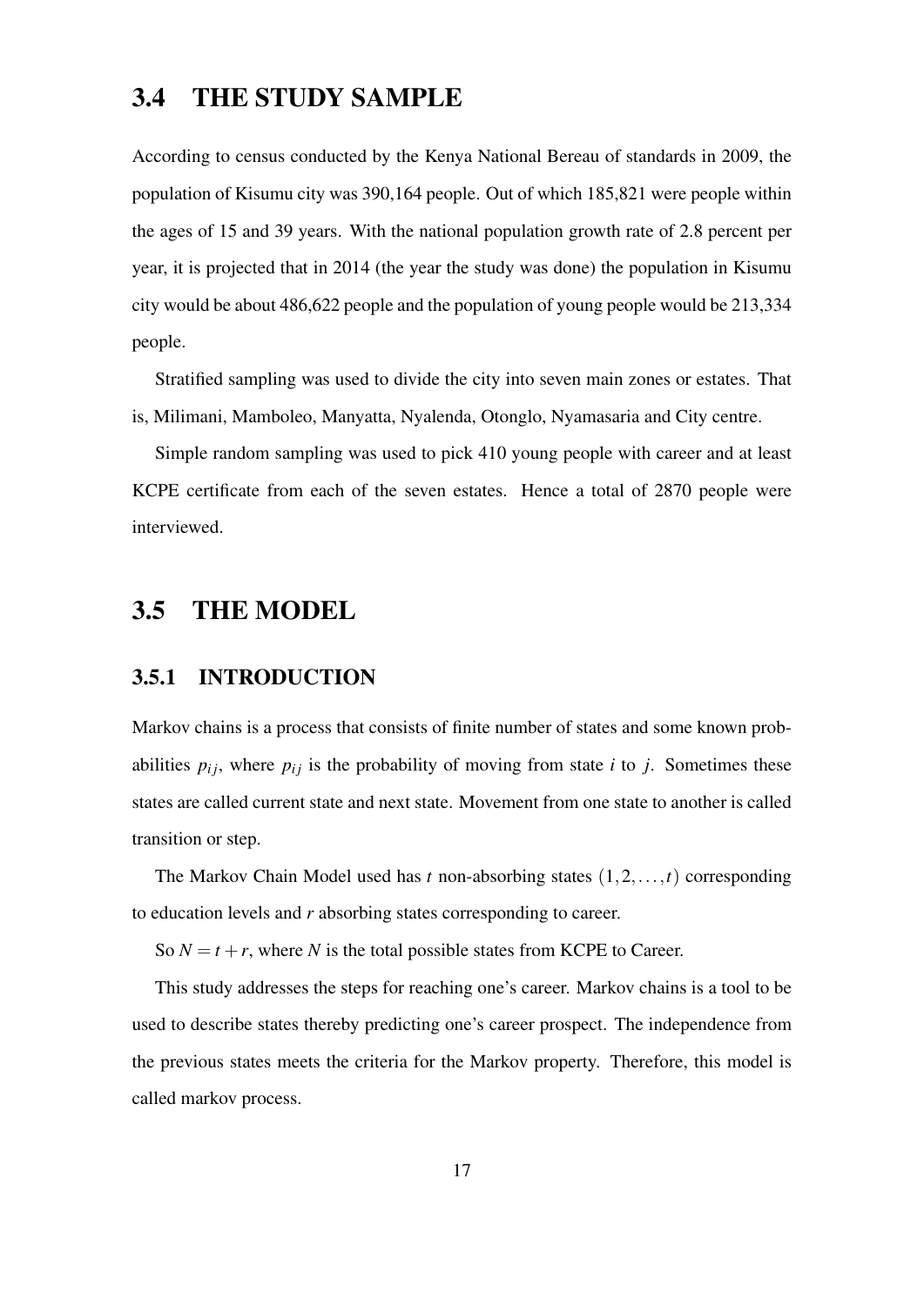## 3.4 THE STUDY SAMPLE

According to census conducted by the Kenya National Bereau of standards in 2009, the population of Kisumu city was 390,164 people. Out of which 185,821 were people within the ages of 15 and 39 years. With the national population growth rate of 2.8 percent per year, it is projected that in 2014 (the year the study was done) the population in Kisumu city would be about 486,622 people and the population of young people would be 213,334 people.

Stratified sampling was used to divide the city into seven main zones or estates. That is, Milimani, Mamboleo, Manyatta, Nyalenda, Otonglo, Nyamasaria and City centre.

Simple random sampling was used to pick 410 young people with career and at least KCPE certificate from each of the seven estates. Hence a total of 2870 people were interviewed.

## 3.5 THE MODEL

### 3.5.1 INTRODUCTION

Markov chains is a process that consists of finite number of states and some known probabilities $p_{ij}$, where $p_{ij}$ is the probability of moving from state $i$ to $j$. Sometimes these states are called current state and next state. Movement from one state to another is called transition or step.

The Markov Chain Model used has $t$ non-absorbing states $(1, 2, \ldots, t)$ corresponding to education levels and $r$ absorbing states corresponding to career.

So $N = t + r$, where $N$ is the total possible states from KCPE to Career.

This study addresses the steps for reaching one's career. Markov chains is a tool to be used to describe states thereby predicting one's career prospect. The independence from the previous states meets the criteria for the Markov property. Therefore, this model is called markov process.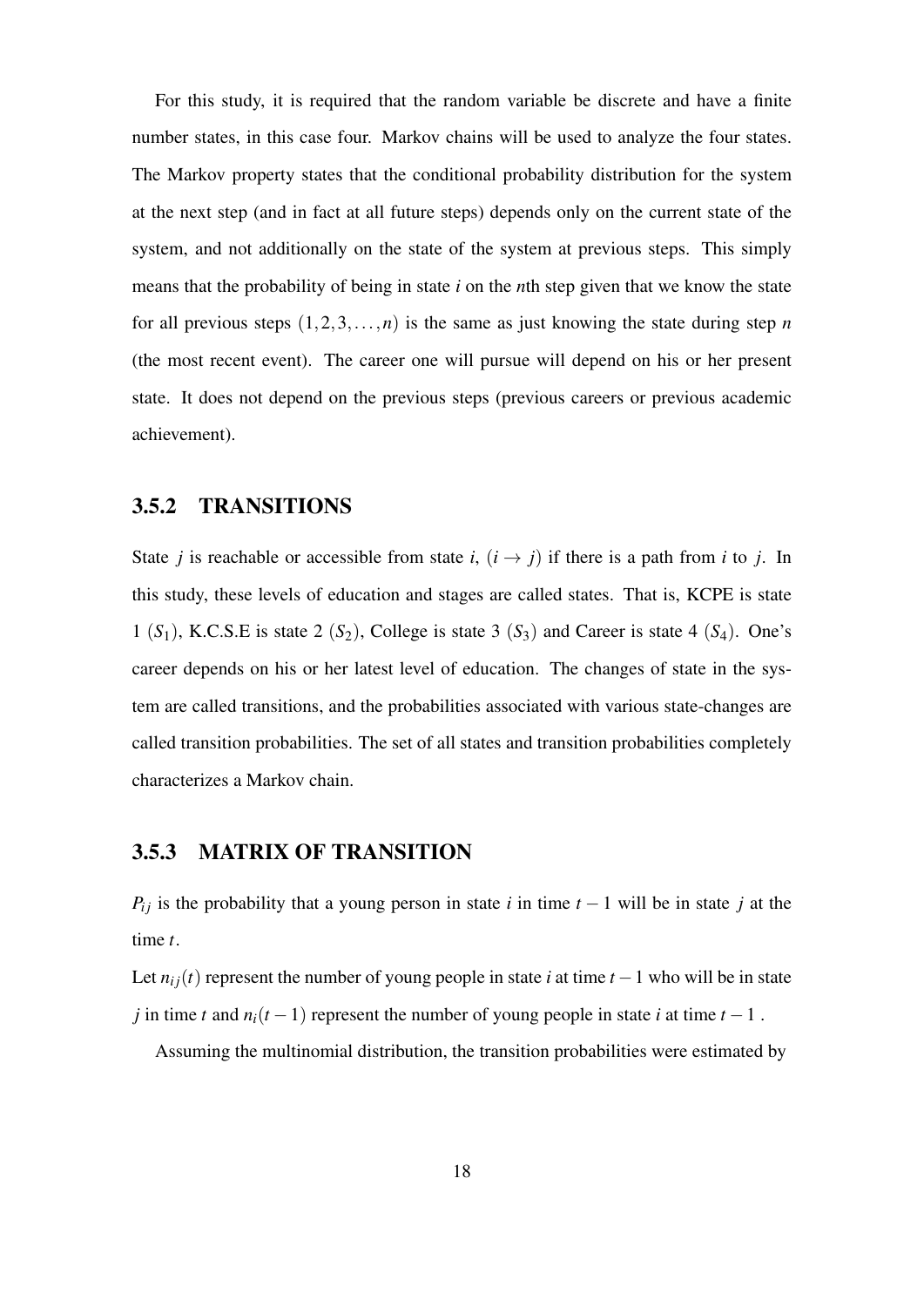For this study, it is required that the random variable be discrete and have a finite number states, in this case four. Markov chains will be used to analyze the four states. The Markov property states that the conditional probability distribution for the system at the next step (and in fact at all future steps) depends only on the current state of the system, and not additionally on the state of the system at previous steps. This simply means that the probability of being in state $i$ on the $n$th step given that we know the state for all previous steps $(1,2,3,\ldots,n)$ is the same as just knowing the state during step $n$ (the most recent event). The career one will pursue will depend on his or her present state. It does not depend on the previous steps (previous careers or previous academic achievement).

### 3.5.2 TRANSITIONS

State $j$ is reachable or accessible from state $i$, $(i \rightarrow j)$ if there is a path from $i$ to $j$. In this study, these levels of education and stages are called states. That is, KCPE is state 1 $(S_1)$, K.C.S.E is state 2 $(S_2)$, College is state 3 $(S_3)$ and Career is state 4 $(S_4)$. One's career depends on his or her latest level of education. The changes of state in the system are called transitions, and the probabilities associated with various state-changes are called transition probabilities. The set of all states and transition probabilities completely characterizes a Markov chain.

### 3.5.3 MATRIX OF TRANSITION

$P_{ij}$ is the probability that a young person in state $i$ in time $t-1$ will be in state $j$ at the time $t$.

Let $n_{ij}(t)$ represent the number of young people in state $i$ at time $t-1$ who will be in state $j$ in time $t$ and $n_i(t-1)$ represent the number of young people in state $i$ at time $t-1$ .

Assuming the multinomial distribution, the transition probabilities were estimated by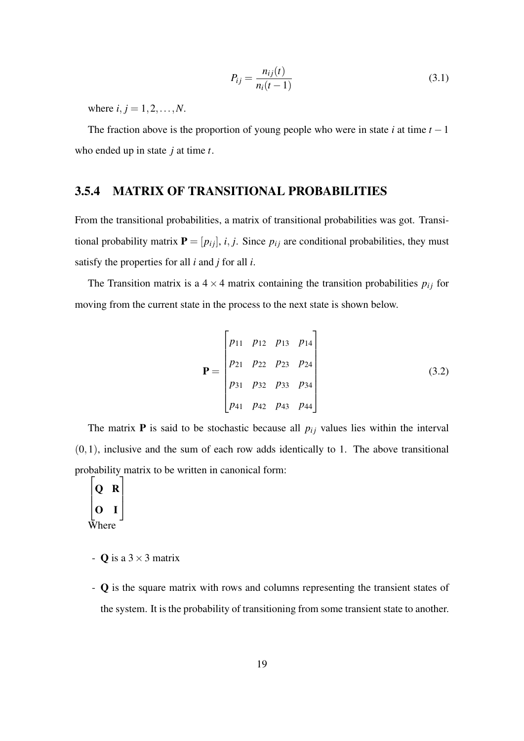$$P_{ij} = \frac{n_{ij}(t)}{n_i(t-1)} \tag{3.1}$$

where $i, j = 1, 2, \ldots, N$.

The fraction above is the proportion of young people who were in state $i$ at time $t-1$ who ended up in state $j$ at time $t$.

### 3.5.4 MATRIX OF TRANSITIONAL PROBABILITIES

From the transitional probabilities, a matrix of transitional probabilities was got. Transitional probability matrix $\mathbf{P} = [p_{ij}]$, $i, j$. Since $p_{ij}$ are conditional probabilities, they must satisfy the properties for all *i* and *j* for all *i*.

The Transition matrix is a $4 \times 4$ matrix containing the transition probabilities $p_{ij}$ for moving from the current state in the process to the next state is shown below.

$$\mathbf{P} = \begin{bmatrix} p_{11} & p_{12} & p_{13} & p_{14} \\ p_{21} & p_{22} & p_{23} & p_{24} \\ p_{31} & p_{32} & p_{33} & p_{34} \\ p_{41} & p_{42} & p_{43} & p_{44} \end{bmatrix} \tag{3.2}$$

The matrix $\mathbf{P}$ is said to be stochastic because all $p_{ij}$ values lies within the interval $(0, 1)$, inclusive and the sum of each row adds identically to 1. The above transitional probability matrix to be written in canonical form:

$$\begin{bmatrix} \mathbf{Q} & \mathbf{R} \\ \mathbf{O} & \mathbf{I} \end{bmatrix}$$

Where

- $\mathbf{Q}$ is a $3 \times 3$ matrix
- $\mathbf{Q}$ is the square matrix with rows and columns representing the transient states of the system. It is the probability of transitioning from some transient state to another.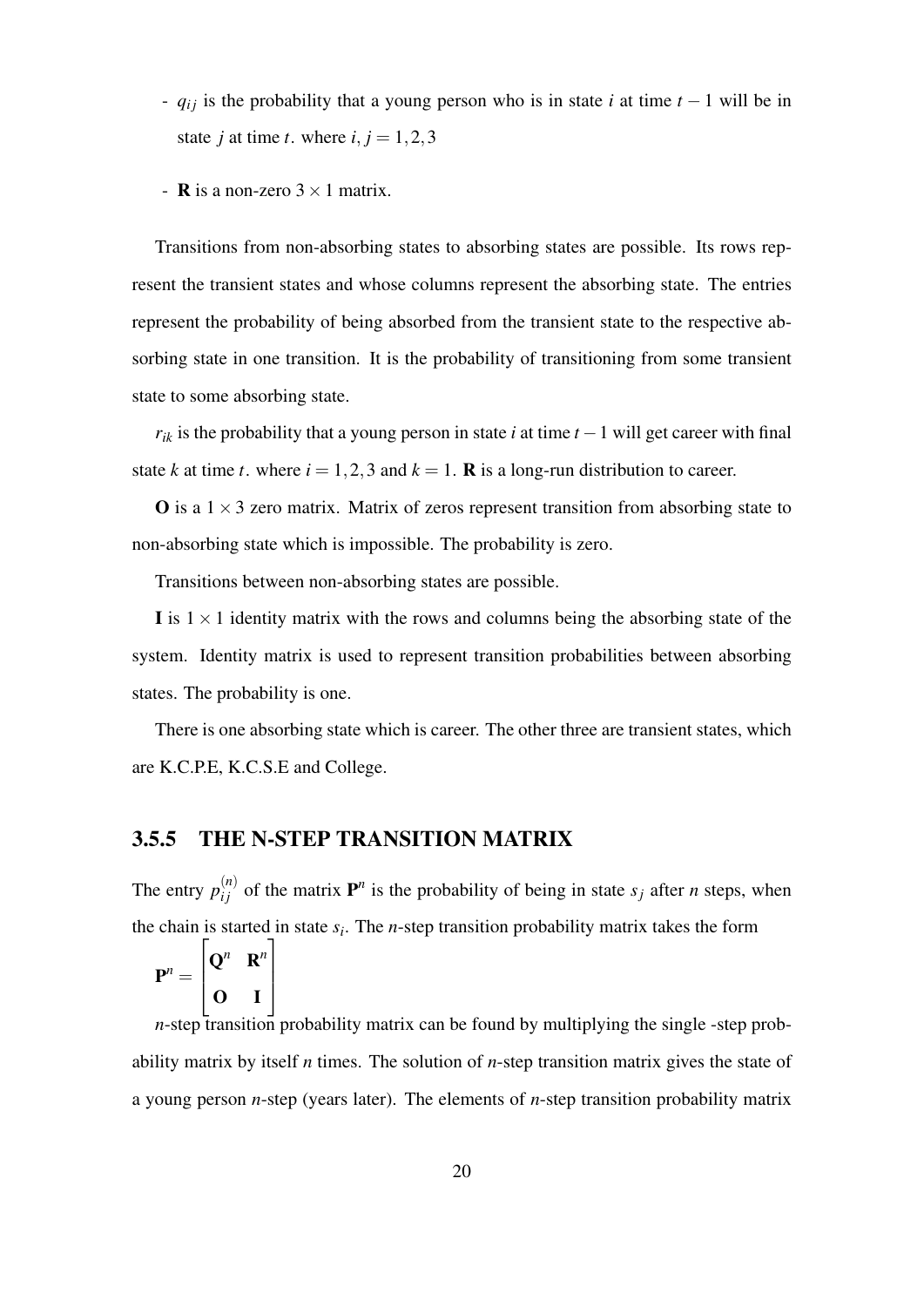- $q_{ij}$ is the probability that a young person who is in state $i$ at time $t-1$ will be in state $j$ at time $t$. where $i, j = 1, 2, 3$

- $\mathbf{R}$ is a non-zero $3 \times 1$ matrix.

Transitions from non-absorbing states to absorbing states are possible. Its rows represent the transient states and whose columns represent the absorbing state. The entries represent the probability of being absorbed from the transient state to the respective absorbing state in one transition. It is the probability of transitioning from some transient state to some absorbing state.

$r_{ik}$ is the probability that a young person in state $i$ at time $t-1$ will get career with final state $k$ at time $t$. where $i = 1, 2, 3$ and $k = 1$. $\mathbf{R}$ is a long-run distribution to career.

$\mathbf{O}$ is a $1 \times 3$ zero matrix. Matrix of zeros represent transition from absorbing state to non-absorbing state which is impossible. The probability is zero.

Transitions between non-absorbing states are possible.

$\mathbf{I}$ is $1 \times 1$ identity matrix with the rows and columns being the absorbing state of the system. Identity matrix is used to represent transition probabilities between absorbing states. The probability is one.

There is one absorbing state which is career. The other three are transient states, which are K.C.P.E, K.C.S.E and College.

### 3.5.5 THE N-STEP TRANSITION MATRIX

The entry $p_{ij}^{(n)}$ of the matrix $\mathbf{P}^n$ is the probability of being in state $s_j$ after $n$ steps, when the chain is started in state $s_i$. The $n$-step transition probability matrix takes the form

$$\mathbf{P}^n = \begin{bmatrix} \mathbf{Q}^n & \mathbf{R}^n \\ \mathbf{O} & \mathbf{I} \end{bmatrix}$$

$n$-step transition probability matrix can be found by multiplying the single -step probability matrix by itself $n$ times. The solution of $n$-step transition matrix gives the state of a young person $n$-step (years later). The elements of $n$-step transition probability matrix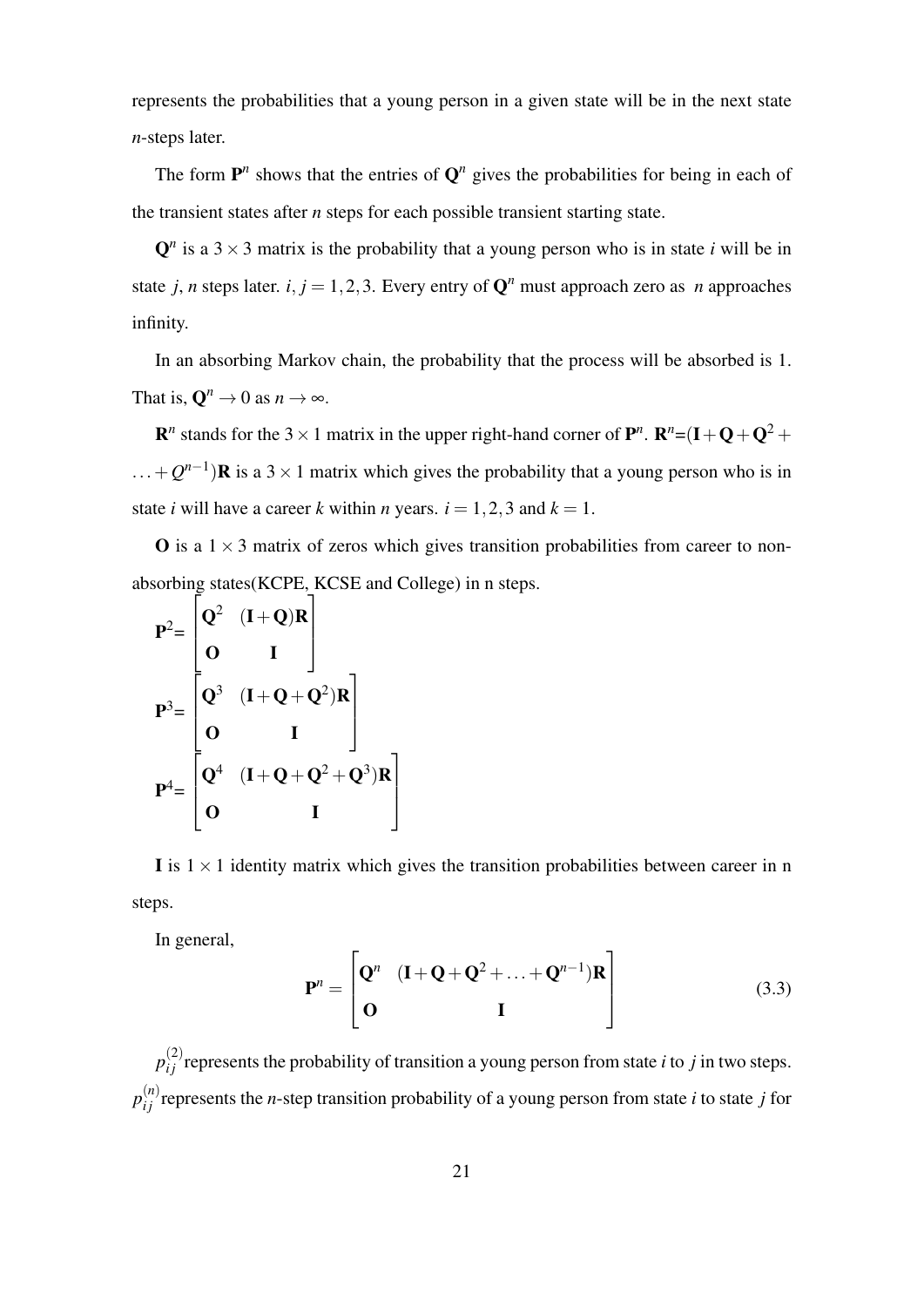represents the probabilities that a young person in a given state will be in the next state $n$-steps later.

The form $\mathbf{P}^n$ shows that the entries of $\mathbf{Q}^n$ gives the probabilities for being in each of the transient states after $n$ steps for each possible transient starting state.

$\mathbf{Q}^n$ is a $3 \times 3$ matrix is the probability that a young person who is in state $i$ will be in state $j$, $n$ steps later. $i, j = 1, 2, 3$. Every entry of $\mathbf{Q}^n$ must approach zero as $n$ approaches infinity.

In an absorbing Markov chain, the probability that the process will be absorbed is 1. That is, $\mathbf{Q}^n \to 0$ as $n \to \infty$.

$\mathbf{R}^n$ stands for the $3 \times 1$ matrix in the upper right-hand corner of $\mathbf{P}^n$. $\mathbf{R}^n$=$(\mathbf{I} + \mathbf{Q} + \mathbf{Q}^2 + \ldots + Q^{n-1})\mathbf{R}$ is a $3 \times 1$ matrix which gives the probability that a young person who is in state $i$ will have a career $k$ within $n$ years. $i = 1, 2, 3$ and $k = 1$.

$\mathbf{O}$ is a $1 \times 3$ matrix of zeros which gives transition probabilities from career to non-absorbing states(KCPE, KCSE and College) in n steps.

$$\mathbf{P}^2 = \begin{bmatrix} \mathbf{Q}^2 & (\mathbf{I} + \mathbf{Q})\mathbf{R} \\ \mathbf{O} & \mathbf{I} \end{bmatrix}$$

$$\mathbf{P}^3 = \begin{bmatrix} \mathbf{Q}^3 & (\mathbf{I} + \mathbf{Q} + \mathbf{Q}^2)\mathbf{R} \\ \mathbf{O} & \mathbf{I} \end{bmatrix}$$

$$\mathbf{P}^4 = \begin{bmatrix} \mathbf{Q}^4 & (\mathbf{I} + \mathbf{Q} + \mathbf{Q}^2 + \mathbf{Q}^3)\mathbf{R} \\ \mathbf{O} & \mathbf{I} \end{bmatrix}$$

$\mathbf{I}$ is $1 \times 1$ identity matrix which gives the transition probabilities between career in n steps.

In general,

$$\mathbf{P}^n = \begin{bmatrix} \mathbf{Q}^n & (\mathbf{I} + \mathbf{Q} + \mathbf{Q}^2 + \ldots + \mathbf{Q}^{n-1})\mathbf{R} \\ \mathbf{O} & \mathbf{I} \end{bmatrix} \tag{3.3}$$

$p_{ij}^{(2)}$ represents the probability of transition a young person from state $i$ to $j$ in two steps. $p_{ij}^{(n)}$ represents the $n$-step transition probability of a young person from state $i$ to state $j$ for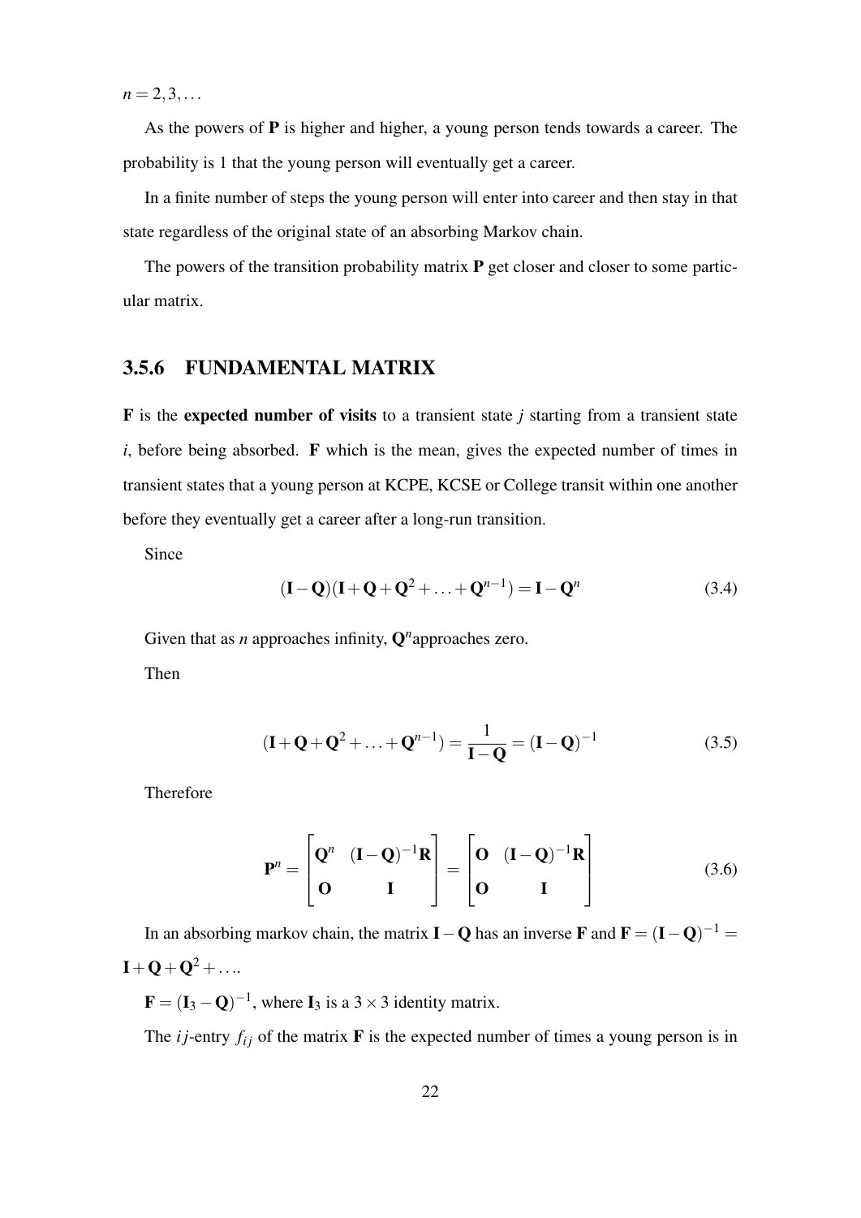$n = 2, 3, \ldots$

As the powers of $\mathbf{P}$ is higher and higher, a young person tends towards a career. The probability is 1 that the young person will eventually get a career.

In a finite number of steps the young person will enter into career and then stay in that state regardless of the original state of an absorbing Markov chain.

The powers of the transition probability matrix $\mathbf{P}$ get closer and closer to some particular matrix.

### 3.5.6 FUNDAMENTAL MATRIX

$\mathbf{F}$ is the **expected number of visits** to a transient state $j$ starting from a transient state $i$, before being absorbed. $\mathbf{F}$ which is the mean, gives the expected number of times in transient states that a young person at KCPE, KCSE or College transit within one another before they eventually get a career after a long-run transition.

Since

$$(\mathbf{I} - \mathbf{Q})(\mathbf{I} + \mathbf{Q} + \mathbf{Q}^2 + \ldots + \mathbf{Q}^{n-1}) = \mathbf{I} - \mathbf{Q}^n \tag{3.4}$$

Given that as $n$ approaches infinity, $\mathbf{Q}^n$approaches zero.

Then

$$(\mathbf{I} + \mathbf{Q} + \mathbf{Q}^2 + \ldots + \mathbf{Q}^{n-1}) = \frac{1}{\mathbf{I} - \mathbf{Q}} = (\mathbf{I} - \mathbf{Q})^{-1} \tag{3.5}$$

Therefore

$$\mathbf{P}^n = \begin{bmatrix} \mathbf{Q}^n & (\mathbf{I} - \mathbf{Q})^{-1}\mathbf{R} \\ \mathbf{O} & \mathbf{I} \end{bmatrix} = \begin{bmatrix} \mathbf{O} & (\mathbf{I} - \mathbf{Q})^{-1}\mathbf{R} \\ \mathbf{O} & \mathbf{I} \end{bmatrix} \tag{3.6}$$

In an absorbing markov chain, the matrix $\mathbf{I} - \mathbf{Q}$ has an inverse $\mathbf{F}$ and $\mathbf{F} = (\mathbf{I} - \mathbf{Q})^{-1} = \mathbf{I} + \mathbf{Q} + \mathbf{Q}^2 + \ldots$.

$\mathbf{F} = (\mathbf{I}_3 - \mathbf{Q})^{-1}$, where $\mathbf{I}_3$ is a $3 \times 3$ identity matrix.

The $ij$-entry $f_{ij}$ of the matrix $\mathbf{F}$ is the expected number of times a young person is in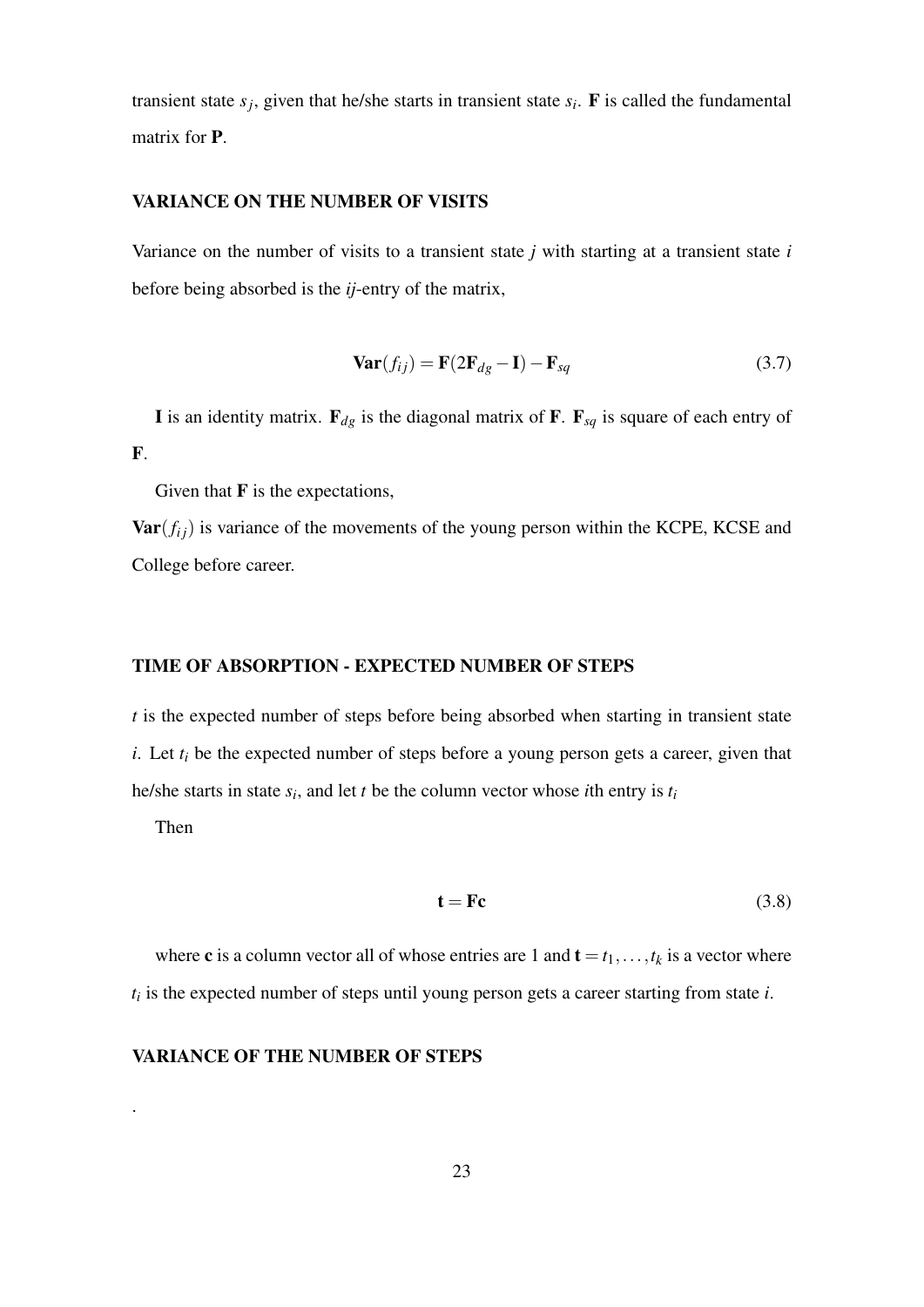transient state $s_j$, given that he/she starts in transient state $s_i$. **F** is called the fundamental matrix for **P**.

### VARIANCE ON THE NUMBER OF VISITS

Variance on the number of visits to a transient state $j$ with starting at a transient state $i$ before being absorbed is the *ij*-entry of the matrix,

$$\mathbf{Var}(f_{ij}) = \mathbf{F}(2\mathbf{F}_{dg} - \mathbf{I}) - \mathbf{F}_{sq} \tag{3.7}$$

**I** is an identity matrix. $\mathbf{F}_{dg}$ is the diagonal matrix of **F**. $\mathbf{F}_{sq}$ is square of each entry of **F**.

Given that **F** is the expectations,

$\mathbf{Var}(f_{ij})$ is variance of the movements of the young person within the KCPE, KCSE and College before career.

### TIME OF ABSORPTION - EXPECTED NUMBER OF STEPS

$t$ is the expected number of steps before being absorbed when starting in transient state $i$. Let $t_i$ be the expected number of steps before a young person gets a career, given that he/she starts in state $s_i$, and let $t$ be the column vector whose $i$th entry is $t_i$

Then

$$\mathbf{t} = \mathbf{Fc} \tag{3.8}$$

where **c** is a column vector all of whose entries are 1 and $\mathbf{t} = t_1, \ldots, t_k$ is a vector where $t_i$ is the expected number of steps until young person gets a career starting from state $i$.

### VARIANCE OF THE NUMBER OF STEPS

.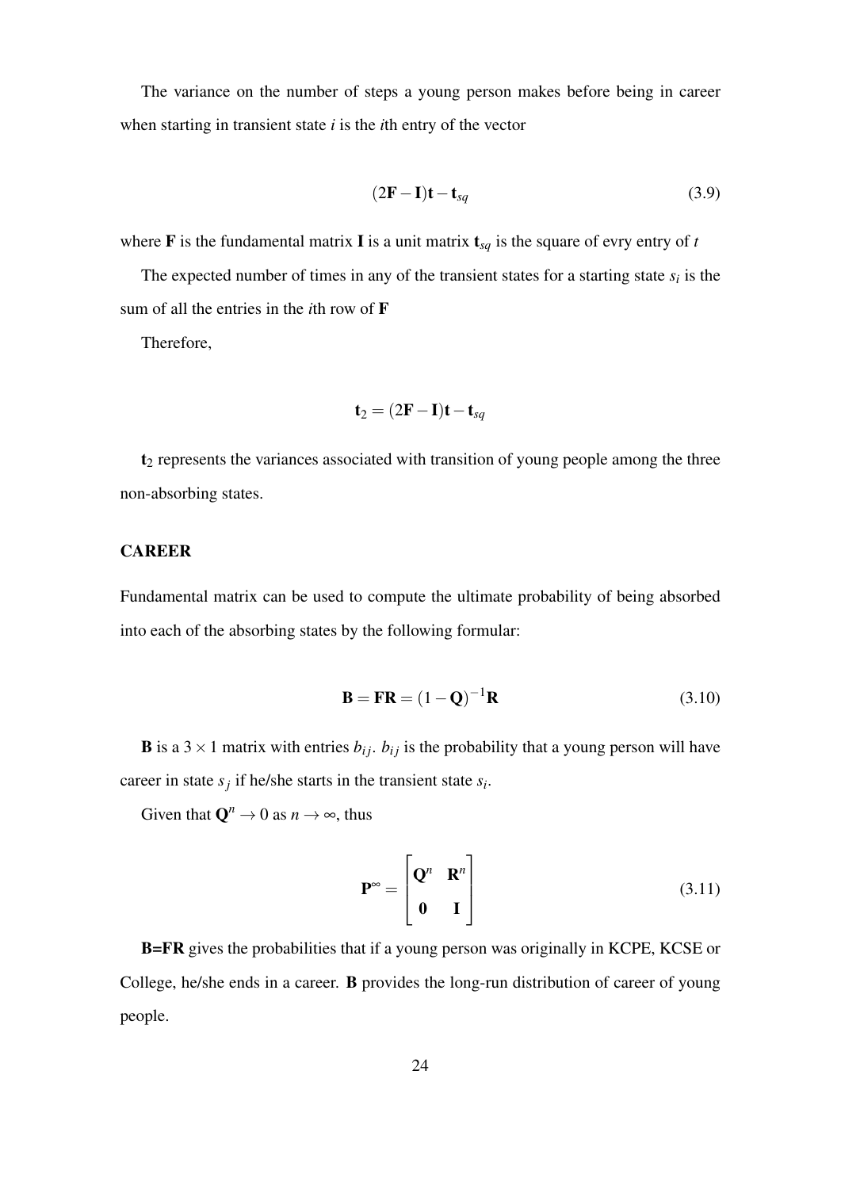The variance on the number of steps a young person makes before being in career when starting in transient state $i$ is the $i$th entry of the vector

$$(2\mathbf{F}-\mathbf{I})\mathbf{t}-\mathbf{t}_{sq} \tag{3.9}$$

where $\mathbf{F}$ is the fundamental matrix $\mathbf{I}$ is a unit matrix $\mathbf{t}_{sq}$ is the square of evry entry of $t$

The expected number of times in any of the transient states for a starting state $s_i$ is the sum of all the entries in the $i$th row of $\mathbf{F}$

Therefore,

$$\mathbf{t}_2 = (2\mathbf{F}-\mathbf{I})\mathbf{t}-\mathbf{t}_{sq}$$

$\mathbf{t}_2$ represents the variances associated with transition of young people among the three non-absorbing states.

**CAREER**

Fundamental matrix can be used to compute the ultimate probability of being absorbed into each of the absorbing states by the following formular:

$$\mathbf{B} = \mathbf{FR} = (1-\mathbf{Q})^{-1}\mathbf{R} \tag{3.10}$$

$\mathbf{B}$ is a $3 \times 1$ matrix with entries $b_{ij}$. $b_{ij}$ is the probability that a young person will have career in state $s_j$ if he/she starts in the transient state $s_i$.

Given that $\mathbf{Q}^n \to 0$ as $n \to \infty$, thus

$$\mathbf{P}^{\infty} = \begin{bmatrix} \mathbf{Q}^n & \mathbf{R}^n \\ \mathbf{0} & \mathbf{I} \end{bmatrix} \tag{3.11}$$

**B=FR** gives the probabilities that if a young person was originally in KCPE, KCSE or College, he/she ends in a career. **B** provides the long-run distribution of career of young people.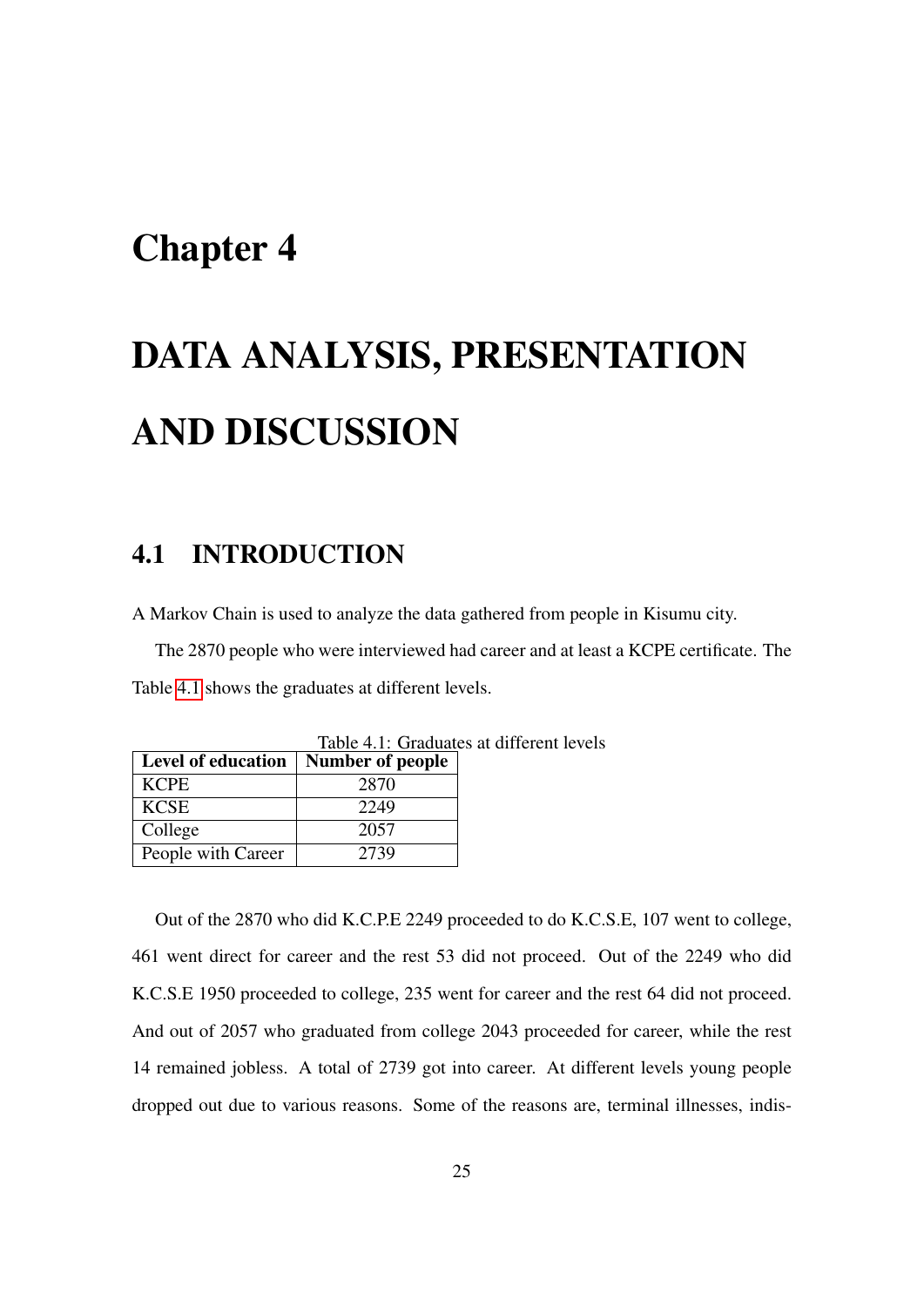# Chapter 4

# DATA ANALYSIS, PRESENTATION AND DISCUSSION

## 4.1 INTRODUCTION

A Markov Chain is used to analyze the data gathered from people in Kisumu city.

The 2870 people who were interviewed had career and at least a KCPE certificate. The Table 4.1 shows the graduates at different levels.

Table 4.1: Graduates at different levels

| Level of education | Number of people |
|---|---|
| KCPE | 2870 |
| KCSE | 2249 |
| College | 2057 |
| People with Career | 2739 |

Out of the 2870 who did K.C.P.E 2249 proceeded to do K.C.S.E, 107 went to college, 461 went direct for career and the rest 53 did not proceed. Out of the 2249 who did K.C.S.E 1950 proceeded to college, 235 went for career and the rest 64 did not proceed. And out of 2057 who graduated from college 2043 proceeded for career, while the rest 14 remained jobless. A total of 2739 got into career. At different levels young people dropped out due to various reasons. Some of the reasons are, terminal illnesses, indis-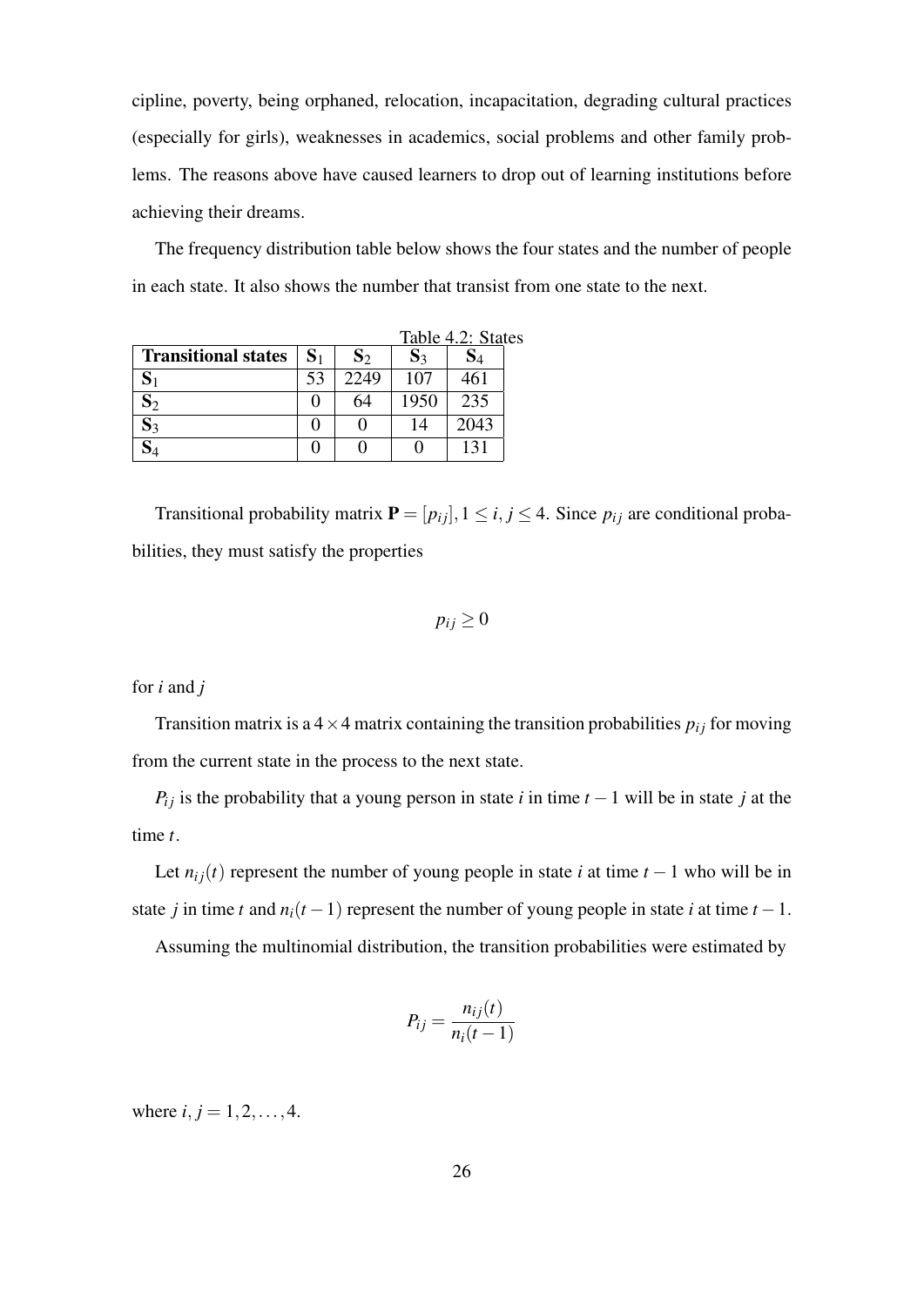cipline, poverty, being orphaned, relocation, incapacitation, degrading cultural practices (especially for girls), weaknesses in academics, social problems and other family problems. The reasons above have caused learners to drop out of learning institutions before achieving their dreams.

The frequency distribution table below shows the four states and the number of people in each state. It also shows the number that transist from one state to the next.

Table 4.2: States

| **Transitional states** | $\mathbf{S}_1$ | $\mathbf{S}_2$ | $\mathbf{S}_3$ | $\mathbf{S}_4$ |
|---|---|---|---|---|
| $\mathbf{S}_1$ | 53 | 2249 | 107 | 461 |
| $\mathbf{S}_2$ | 0 | 64 | 1950 | 235 |
| $\mathbf{S}_3$ | 0 | 0 | 14 | 2043 |
| $\mathbf{S}_4$ | 0 | 0 | 0 | 131 |

Transitional probability matrix $\mathbf{P} = [p_{ij}], 1 \leq i, j \leq 4$. Since $p_{ij}$ are conditional probabilities, they must satisfy the properties

$$p_{ij} \geq 0$$

for $i$ and $j$

Transition matrix is a $4 \times 4$ matrix containing the transition probabilities $p_{ij}$ for moving from the current state in the process to the next state.

$P_{ij}$ is the probability that a young person in state $i$ in time $t-1$ will be in state $j$ at the time $t$.

Let $n_{ij}(t)$ represent the number of young people in state $i$ at time $t-1$ who will be in state $j$ in time $t$ and $n_i(t-1)$ represent the number of young people in state $i$ at time $t-1$.

Assuming the multinomial distribution, the transition probabilities were estimated by

$$P_{ij} = \frac{n_{ij}(t)}{n_i(t-1)}$$

where $i, j = 1, 2, \ldots, 4$.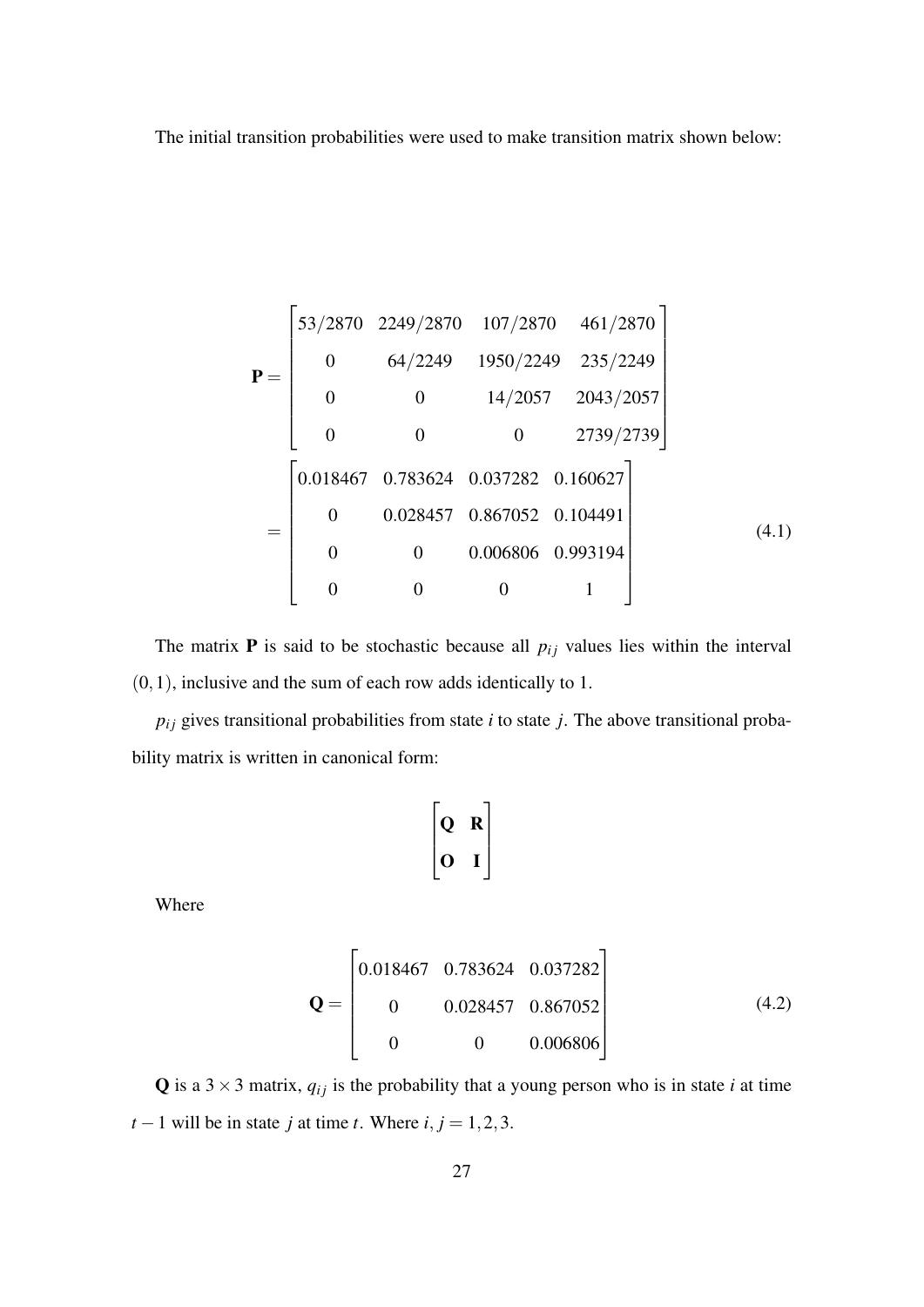The initial transition probabilities were used to make transition matrix shown below:

$$
\mathbf{P} = \begin{bmatrix} 53/2870 & 2249/2870 & 107/2870 & 461/2870 \\ 0 & 64/2249 & 1950/2249 & 235/2249 \\ 0 & 0 & 14/2057 & 2043/2057 \\ 0 & 0 & 0 & 2739/2739 \end{bmatrix}
$$

$$
= \begin{bmatrix} 0.018467 & 0.783624 & 0.037282 & 0.160627 \\ 0 & 0.028457 & 0.867052 & 0.104491 \\ 0 & 0 & 0.006806 & 0.993194 \\ 0 & 0 & 0 & 1 \end{bmatrix} \tag{4.1}
$$

The matrix $\mathbf{P}$ is said to be stochastic because all $p_{ij}$ values lies within the interval $(0,1)$, inclusive and the sum of each row adds identically to 1.

$p_{ij}$ gives transitional probabilities from state $i$ to state $j$. The above transitional probability matrix is written in canonical form:

$$
\begin{bmatrix} \mathbf{Q} & \mathbf{R} \\ \mathbf{O} & \mathbf{I} \end{bmatrix}
$$

Where

$$
\mathbf{Q} = \begin{bmatrix} 0.018467 & 0.783624 & 0.037282 \\ 0 & 0.028457 & 0.867052 \\ 0 & 0 & 0.006806 \end{bmatrix} \tag{4.2}
$$

$\mathbf{Q}$ is a $3 \times 3$ matrix, $q_{ij}$ is the probability that a young person who is in state $i$ at time $t-1$ will be in state $j$ at time $t$. Where $i, j = 1, 2, 3$.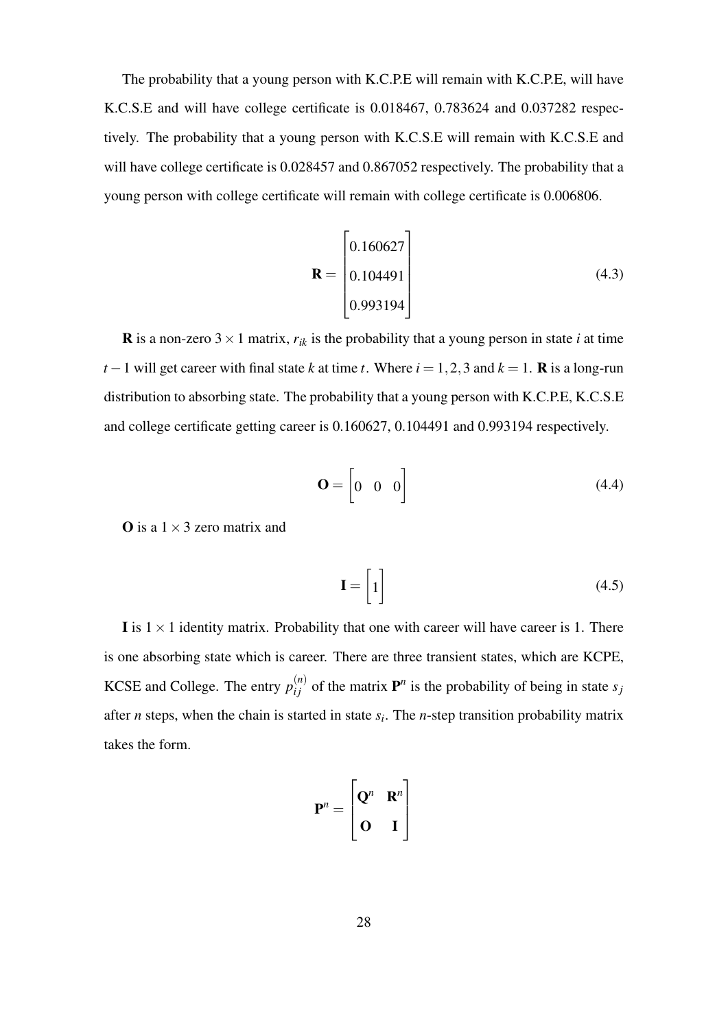The probability that a young person with K.C.P.E will remain with K.C.P.E, will have K.C.S.E and will have college certificate is 0.018467, 0.783624 and 0.037282 respectively. The probability that a young person with K.C.S.E will remain with K.C.S.E and will have college certificate is 0.028457 and 0.867052 respectively. The probability that a young person with college certificate will remain with college certificate is 0.006806.

$$\mathbf{R} = \begin{bmatrix} 0.160627 \\ 0.104491 \\ 0.993194 \end{bmatrix} \tag{4.3}$$

**R** is a non-zero $3 \times 1$ matrix, $r_{ik}$ is the probability that a young person in state $i$ at time $t-1$ will get career with final state $k$ at time $t$. Where $i = 1, 2, 3$ and $k = 1$. **R** is a long-run distribution to absorbing state. The probability that a young person with K.C.P.E, K.C.S.E and college certificate getting career is 0.160627, 0.104491 and 0.993194 respectively.

$$\mathbf{O} = \begin{bmatrix} 0 & 0 & 0 \end{bmatrix} \tag{4.4}$$

**O** is a $1 \times 3$ zero matrix and

$$\mathbf{I} = \begin{bmatrix} 1 \end{bmatrix} \tag{4.5}$$

**I** is $1 \times 1$ identity matrix. Probability that one with career will have career is 1. There is one absorbing state which is career. There are three transient states, which are KCPE, KCSE and College. The entry $p_{ij}^{(n)}$ of the matrix $\mathbf{P}^n$ is the probability of being in state $s_j$ after $n$ steps, when the chain is started in state $s_i$. The $n$-step transition probability matrix takes the form.

$$\mathbf{P}^n = \begin{bmatrix} \mathbf{Q}^n & \mathbf{R}^n \\ \mathbf{O} & \mathbf{I} \end{bmatrix}$$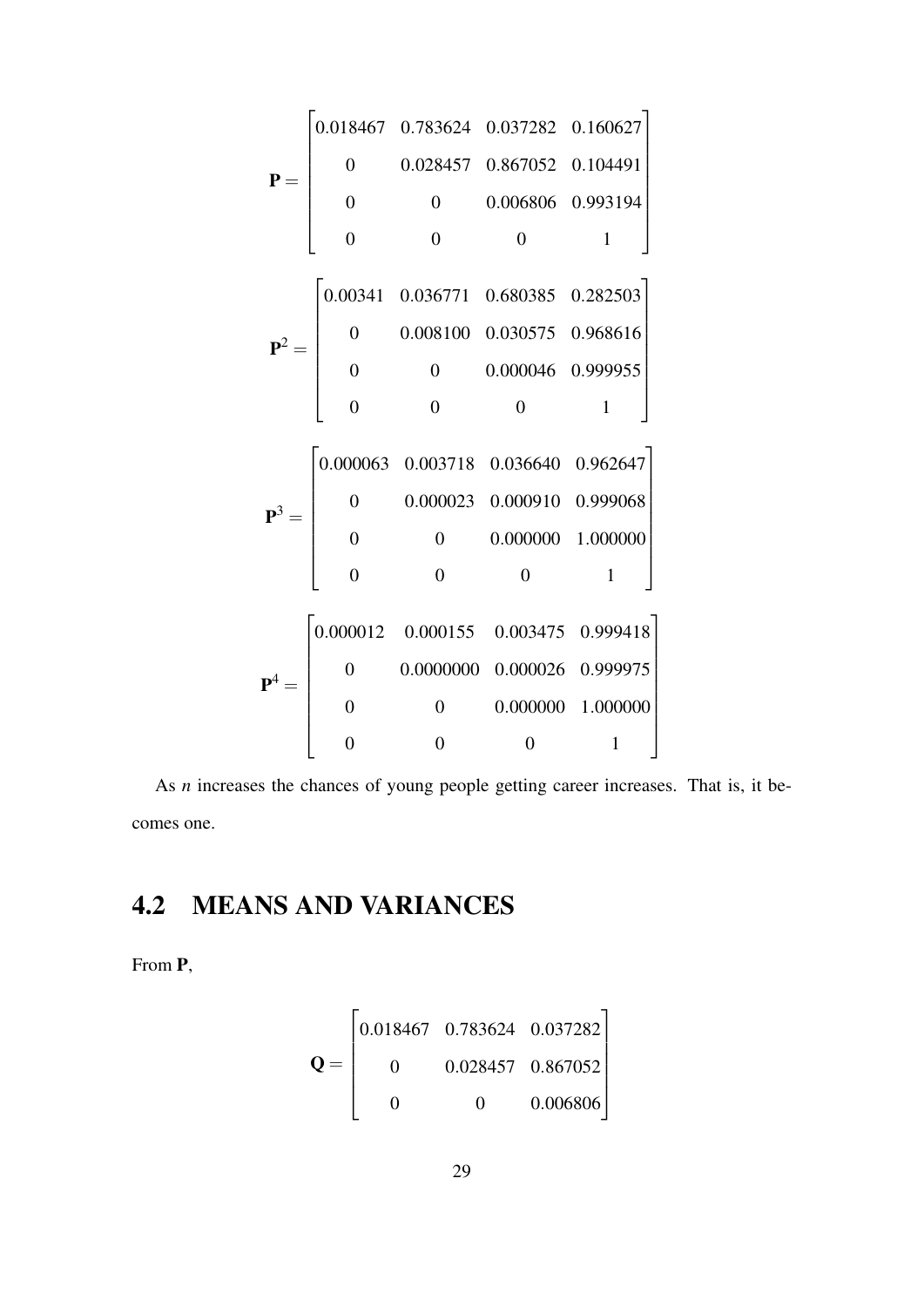$$\mathbf{P} = \begin{bmatrix} 0.018467 & 0.783624 & 0.037282 & 0.160627 \\ 0 & 0.028457 & 0.867052 & 0.104491 \\ 0 & 0 & 0.006806 & 0.993194 \\ 0 & 0 & 0 & 1 \end{bmatrix}$$

$$\mathbf{P}^2 = \begin{bmatrix} 0.00341 & 0.036771 & 0.680385 & 0.282503 \\ 0 & 0.008100 & 0.030575 & 0.968616 \\ 0 & 0 & 0.000046 & 0.999955 \\ 0 & 0 & 0 & 1 \end{bmatrix}$$

$$\mathbf{P}^3 = \begin{bmatrix} 0.000063 & 0.003718 & 0.036640 & 0.962647 \\ 0 & 0.000023 & 0.000910 & 0.999068 \\ 0 & 0 & 0.000000 & 1.000000 \\ 0 & 0 & 0 & 1 \end{bmatrix}$$

$$\mathbf{P}^4 = \begin{bmatrix} 0.000012 & 0.000155 & 0.003475 & 0.999418 \\ 0 & 0.0000000 & 0.000026 & 0.999975 \\ 0 & 0 & 0.000000 & 1.000000 \\ 0 & 0 & 0 & 1 \end{bmatrix}$$

As $n$ increases the chances of young people getting career increases. That is, it becomes one.

## 4.2 MEANS AND VARIANCES

From **P**,

$$\mathbf{Q} = \begin{bmatrix} 0.018467 & 0.783624 & 0.037282 \\ 0 & 0.028457 & 0.867052 \\ 0 & 0 & 0.006806 \end{bmatrix}$$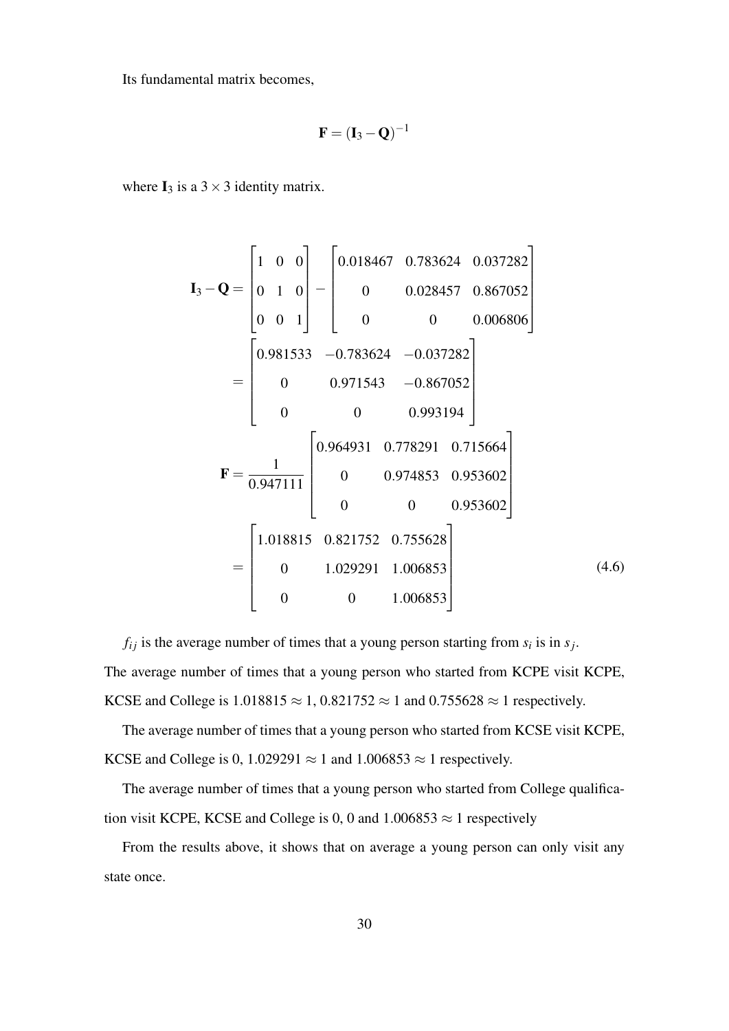Its fundamental matrix becomes,

$$\mathbf{F} = (\mathbf{I}_3 - \mathbf{Q})^{-1}$$

where $\mathbf{I}_3$ is a $3 \times 3$ identity matrix.

$$
\begin{aligned}
\mathbf{I}_3 - \mathbf{Q} &= \begin{bmatrix} 1 & 0 & 0 \\ 0 & 1 & 0 \\ 0 & 0 & 1 \end{bmatrix} - \begin{bmatrix} 0.018467 & 0.783624 & 0.037282 \\ 0 & 0.028457 & 0.867052 \\ 0 & 0 & 0.006806 \end{bmatrix} \\
&= \begin{bmatrix} 0.981533 & -0.783624 & -0.037282 \\ 0 & 0.971543 & -0.867052 \\ 0 & 0 & 0.993194 \end{bmatrix} \\
\mathbf{F} &= \frac{1}{0.947111} \begin{bmatrix} 0.964931 & 0.778291 & 0.715664 \\ 0 & 0.974853 & 0.953602 \\ 0 & 0 & 0.953602 \end{bmatrix} \\
&= \begin{bmatrix} 1.018815 & 0.821752 & 0.755628 \\ 0 & 1.029291 & 1.006853 \\ 0 & 0 & 1.006853 \end{bmatrix}
\end{aligned}
\tag{4.6}
$$

$f_{ij}$ is the average number of times that a young person starting from $s_i$ is in $s_j$. The average number of times that a young person who started from KCPE visit KCPE, KCSE and College is $1.018815 \approx 1$, $0.821752 \approx 1$ and $0.755628 \approx 1$ respectively.

The average number of times that a young person who started from KCSE visit KCPE, KCSE and College is 0, $1.029291 \approx 1$ and $1.006853 \approx 1$ respectively.

The average number of times that a young person who started from College qualification visit KCPE, KCSE and College is 0, 0 and $1.006853 \approx 1$ respectively

From the results above, it shows that on average a young person can only visit any state once.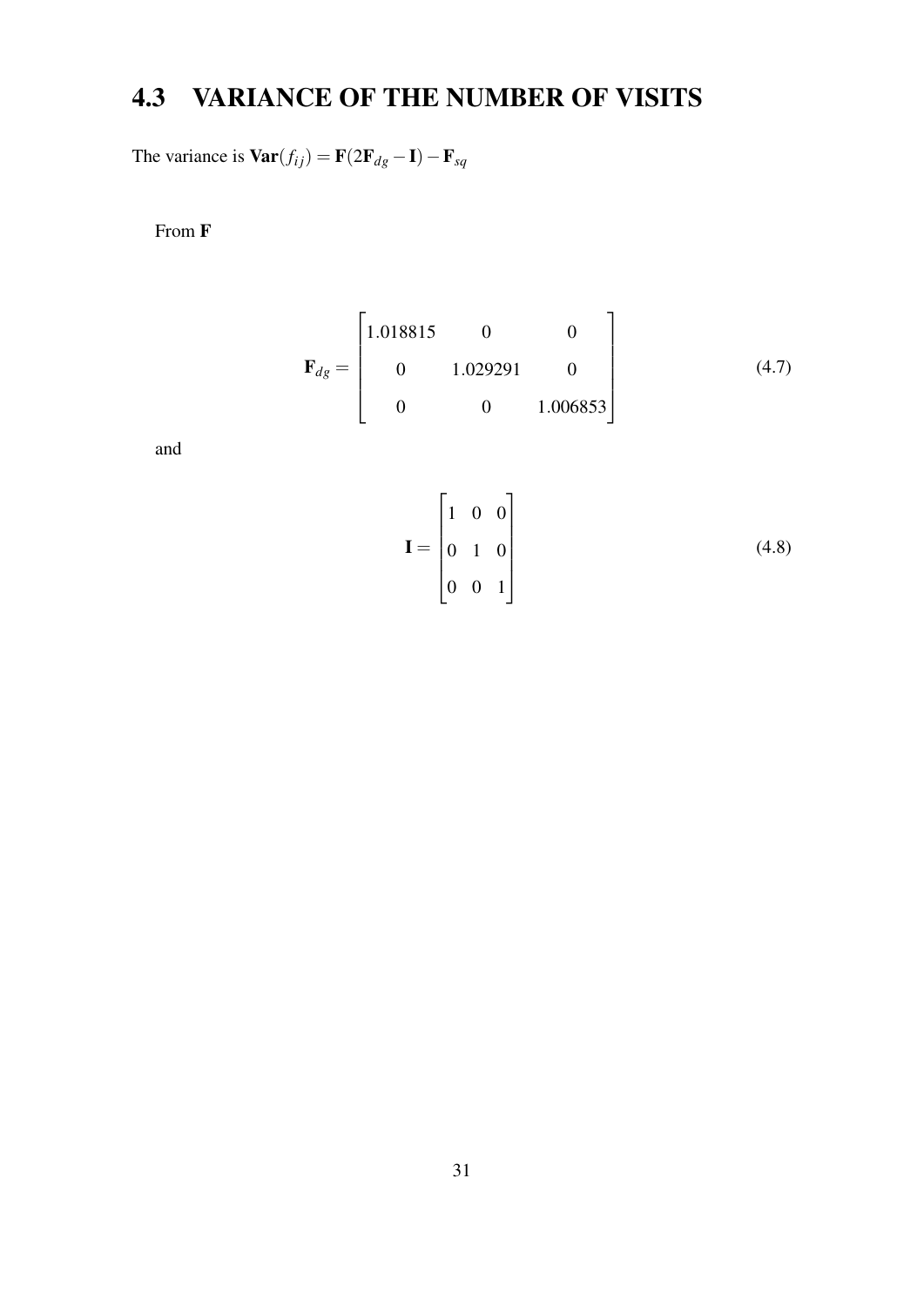## 4.3 VARIANCE OF THE NUMBER OF VISITS

The variance is $\mathbf{Var}(f_{ij}) = \mathbf{F}(2\mathbf{F}_{dg} - \mathbf{I}) - \mathbf{F}_{sq}$

From $\mathbf{F}$

$$\mathbf{F}_{dg} = \begin{bmatrix} 1.018815 & 0 & 0 \\ 0 & 1.029291 & 0 \\ 0 & 0 & 1.006853 \end{bmatrix} \tag{4.7}$$

and

$$\mathbf{I} = \begin{bmatrix} 1 & 0 & 0 \\ 0 & 1 & 0 \\ 0 & 0 & 1 \end{bmatrix} \tag{4.8}$$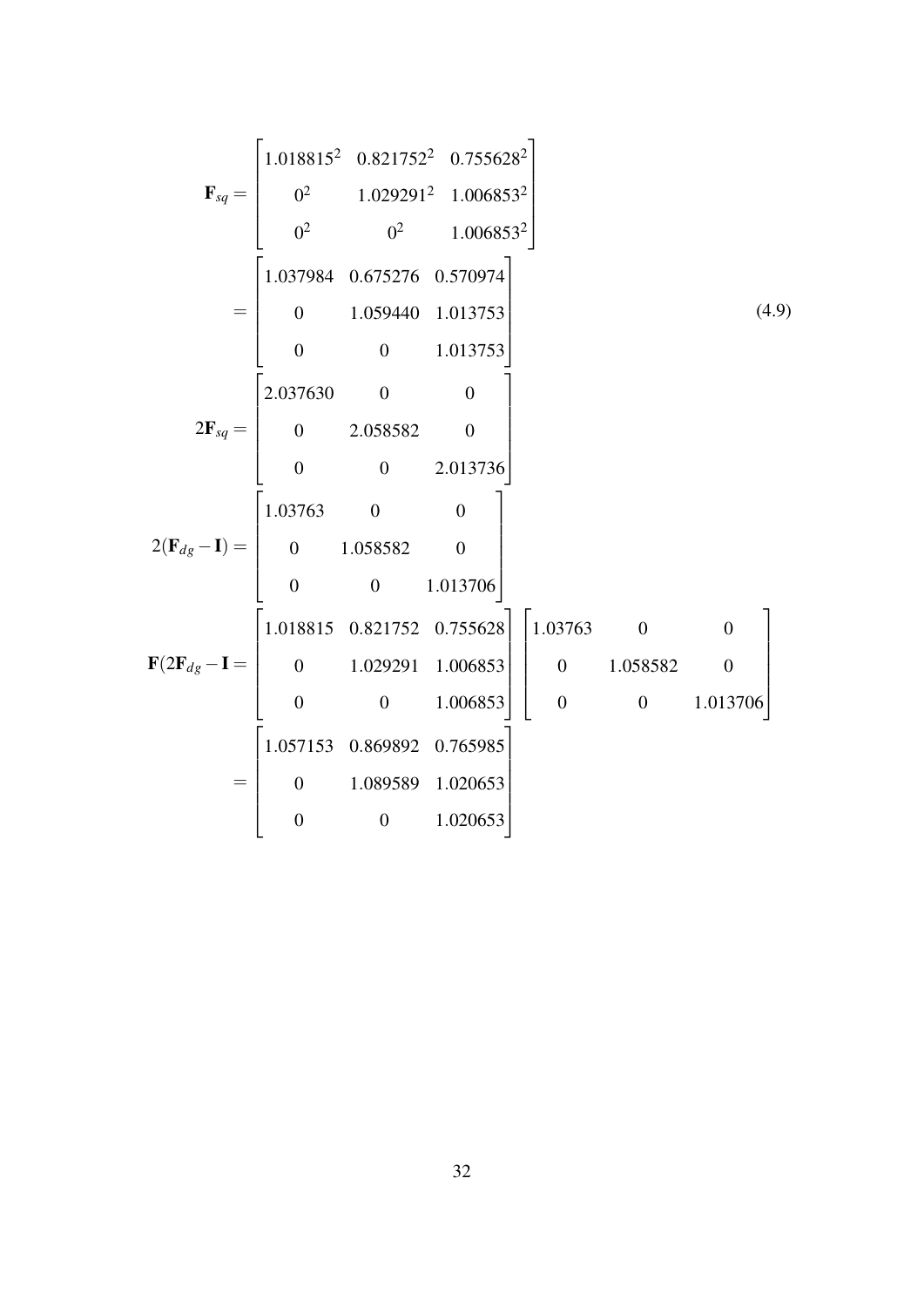$$
\begin{aligned}
\mathbf{F}_{sq} &= \begin{bmatrix} 1.018815^2 & 0.821752^2 & 0.755628^2 \\ 0^2 & 1.029291^2 & 1.006853^2 \\ 0^2 & 0^2 & 1.006853^2 \end{bmatrix} \\
&= \begin{bmatrix} 1.037984 & 0.675276 & 0.570974 \\ 0 & 1.059440 & 1.013753 \\ 0 & 0 & 1.013753 \end{bmatrix} \\
2\mathbf{F}_{sq} &= \begin{bmatrix} 2.037630 & 0 & 0 \\ 0 & 2.058582 & 0 \\ 0 & 0 & 2.013736 \end{bmatrix} \\
2(\mathbf{F}_{dg} - \mathbf{I}) &= \begin{bmatrix} 1.03763 & 0 & 0 \\ 0 & 1.058582 & 0 \\ 0 & 0 & 1.013706 \end{bmatrix} \\
\mathbf{F}(2\mathbf{F}_{dg} - \mathbf{I} &= \begin{bmatrix} 1.018815 & 0.821752 & 0.755628 \\ 0 & 1.029291 & 1.006853 \\ 0 & 0 & 1.006853 \end{bmatrix} \begin{bmatrix} 1.03763 & 0 & 0 \\ 0 & 1.058582 & 0 \\ 0 & 0 & 1.013706 \end{bmatrix} \\
&= \begin{bmatrix} 1.057153 & 0.869892 & 0.765985 \\ 0 & 1.089589 & 1.020653 \\ 0 & 0 & 1.020653 \end{bmatrix}
\end{aligned}
\tag{4.9}
$$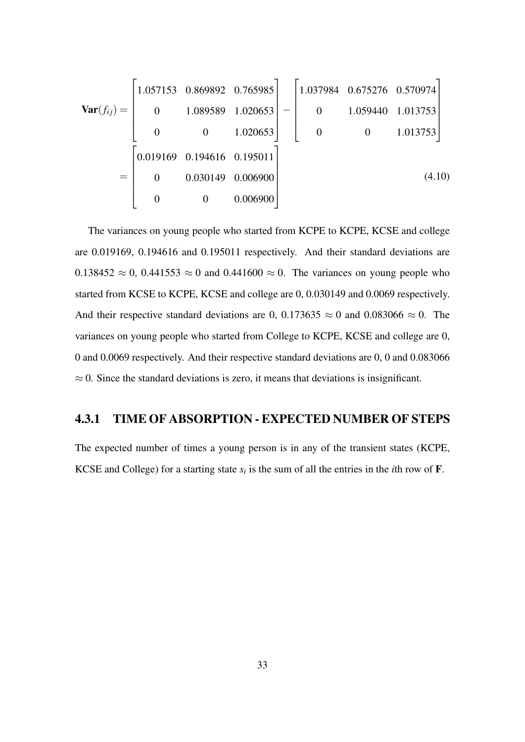$$
\mathbf{Var}(f_{ij}) = \begin{bmatrix} 1.057153 & 0.869892 & 0.765985 \\ 0 & 1.089589 & 1.020653 \\ 0 & 0 & 1.020653 \end{bmatrix} - \begin{bmatrix} 1.037984 & 0.675276 & 0.570974 \\ 0 & 1.059440 & 1.013753 \\ 0 & 0 & 1.013753 \end{bmatrix}
$$

$$
= \begin{bmatrix} 0.019169 & 0.194616 & 0.195011 \\ 0 & 0.030149 & 0.006900 \\ 0 & 0 & 0.006900 \end{bmatrix} \tag{4.10}
$$

The variances on young people who started from KCPE to KCPE, KCSE and college are 0.019169, 0.194616 and 0.195011 respectively. And their standard deviations are $0.138452 \approx 0$, $0.441553 \approx 0$ and $0.441600 \approx 0$. The variances on young people who started from KCSE to KCPE, KCSE and college are 0, 0.030149 and 0.0069 respectively. And their respective standard deviations are 0, $0.173635 \approx 0$ and $0.083066 \approx 0$. The variances on young people who started from College to KCPE, KCSE and college are 0, 0 and 0.0069 respectively. And their respective standard deviations are 0, 0 and 0.083066 $\approx 0$. Since the standard deviations is zero, it means that deviations is insignificant.

### 4.3.1 TIME OF ABSORPTION - EXPECTED NUMBER OF STEPS

The expected number of times a young person is in any of the transient states (KCPE, KCSE and College) for a starting state $s_i$ is the sum of all the entries in the $i$th row of $\mathbf{F}$.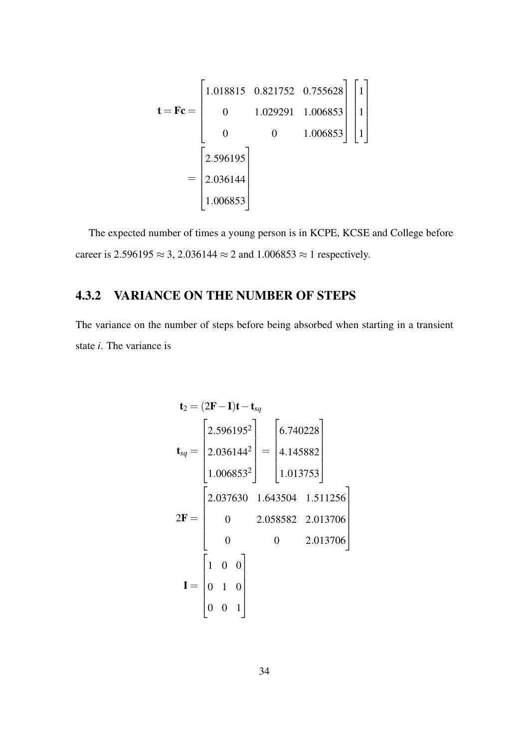$$
\mathbf{t} = \mathbf{F}\mathbf{c} = \begin{bmatrix} 1.018815 & 0.821752 & 0.755628 \\ 0 & 1.029291 & 1.006853 \\ 0 & 0 & 1.006853 \end{bmatrix} \begin{bmatrix} 1 \\ 1 \\ 1 \end{bmatrix}
$$

$$
= \begin{bmatrix} 2.596195 \\ 2.036144 \\ 1.006853 \end{bmatrix}
$$

The expected number of times a young person is in KCPE, KCSE and College before career is $2.596195 \approx 3$, $2.036144 \approx 2$ and $1.006853 \approx 1$ respectively.

### 4.3.2 VARIANCE ON THE NUMBER OF STEPS

The variance on the number of steps before being absorbed when starting in a transient state $i$. The variance is

$$
\mathbf{t}_2 = (2\mathbf{F} - \mathbf{I})\mathbf{t} - \mathbf{t}_{sq}
$$

$$
\mathbf{t}_{sq} = \begin{bmatrix} 2.596195^2 \\ 2.036144^2 \\ 1.006853^2 \end{bmatrix} = \begin{bmatrix} 6.740228 \\ 4.145882 \\ 1.013753 \end{bmatrix}
$$

$$
2\mathbf{F} = \begin{bmatrix} 2.037630 & 1.643504 & 1.511256 \\ 0 & 2.058582 & 2.013706 \\ 0 & 0 & 2.013706 \end{bmatrix}
$$

$$
\mathbf{I} = \begin{bmatrix} 1 & 0 & 0 \\ 0 & 1 & 0 \\ 0 & 0 & 1 \end{bmatrix}
$$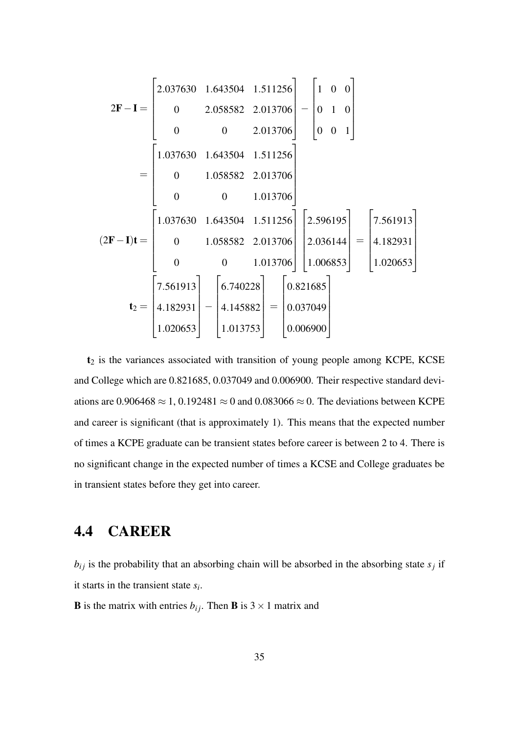$$
\mathbf{2F}-\mathbf{I} = \begin{bmatrix} 2.037630 & 1.643504 & 1.511256 \\ 0 & 2.058582 & 2.013706 \\ 0 & 0 & 2.013706 \end{bmatrix} - \begin{bmatrix} 1 & 0 & 0 \\ 0 & 1 & 0 \\ 0 & 0 & 1 \end{bmatrix}
$$

$$
= \begin{bmatrix} 1.037630 & 1.643504 & 1.511256 \\ 0 & 1.058582 & 2.013706 \\ 0 & 0 & 1.013706 \end{bmatrix}
$$

$$
(2\mathbf{F}-\mathbf{I})\mathbf{t} = \begin{bmatrix} 1.037630 & 1.643504 & 1.511256 \\ 0 & 1.058582 & 2.013706 \\ 0 & 0 & 1.013706 \end{bmatrix} \begin{bmatrix} 2.596195 \\ 2.036144 \\ 1.006853 \end{bmatrix} = \begin{bmatrix} 7.561913 \\ 4.182931 \\ 1.020653 \end{bmatrix}
$$

$$
\mathbf{t}_2 = \begin{bmatrix} 7.561913 \\ 4.182931 \\ 1.020653 \end{bmatrix} - \begin{bmatrix} 6.740228 \\ 4.145882 \\ 1.013753 \end{bmatrix} = \begin{bmatrix} 0.821685 \\ 0.037049 \\ 0.006900 \end{bmatrix}
$$

$\mathbf{t}_2$ is the variances associated with transition of young people among KCPE, KCSE and College which are 0.821685, 0.037049 and 0.006900. Their respective standard deviations are $0.906468 \approx 1$, $0.192481 \approx 0$ and $0.083066 \approx 0$. The deviations between KCPE and career is significant (that is approximately 1). This means that the expected number of times a KCPE graduate can be transient states before career is between 2 to 4. There is no significant change in the expected number of times a KCSE and College graduates be in transient states before they get into career.

## 4.4 CAREER

$b_{ij}$ is the probability that an absorbing chain will be absorbed in the absorbing state $s_j$ if it starts in the transient state $s_i$.

$\mathbf{B}$ is the matrix with entries $b_{ij}$. Then $\mathbf{B}$ is $3 \times 1$ matrix and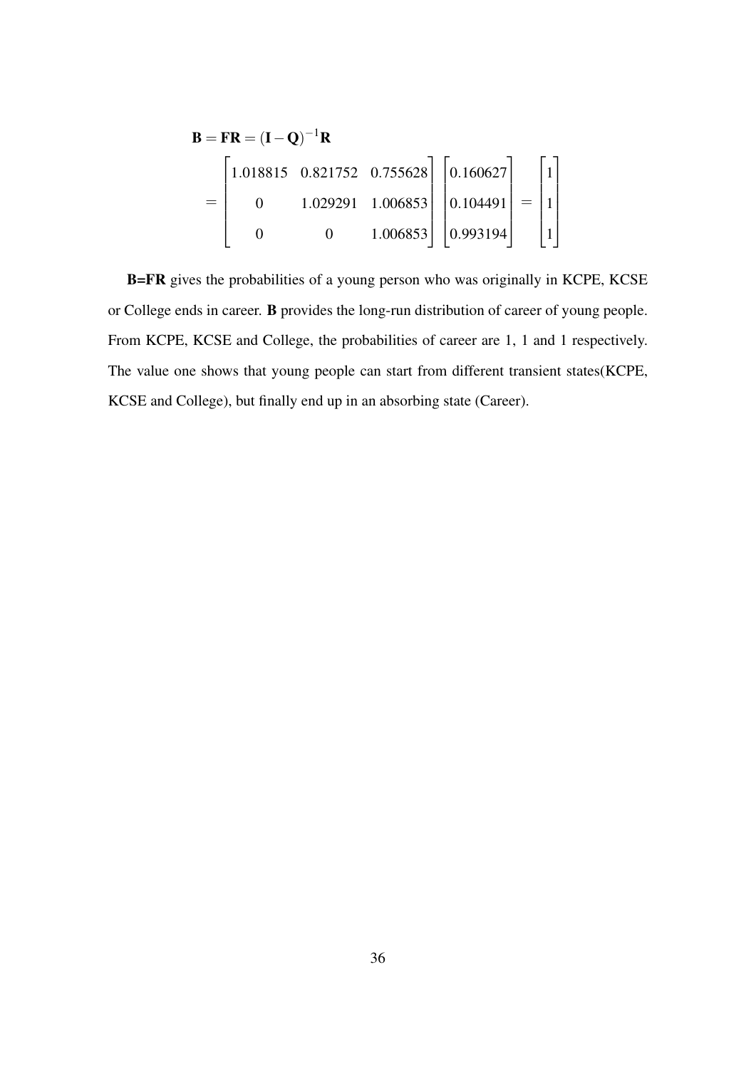$$
\begin{aligned}
\mathbf{B} &= \mathbf{FR} = (\mathbf{I}-\mathbf{Q})^{-1}\mathbf{R} \\
&= \begin{bmatrix} 1.018815 & 0.821752 & 0.755628 \\ 0 & 1.029291 & 1.006853 \\ 0 & 0 & 1.006853 \end{bmatrix} \begin{bmatrix} 0.160627 \\ 0.104491 \\ 0.993194 \end{bmatrix} = \begin{bmatrix} 1 \\ 1 \\ 1 \end{bmatrix}
\end{aligned}
$$

**B=FR** gives the probabilities of a young person who was originally in KCPE, KCSE or College ends in career. **B** provides the long-run distribution of career of young people. From KCPE, KCSE and College, the probabilities of career are 1, 1 and 1 respectively. The value one shows that young people can start from different transient states(KCPE, KCSE and College), but finally end up in an absorbing state (Career).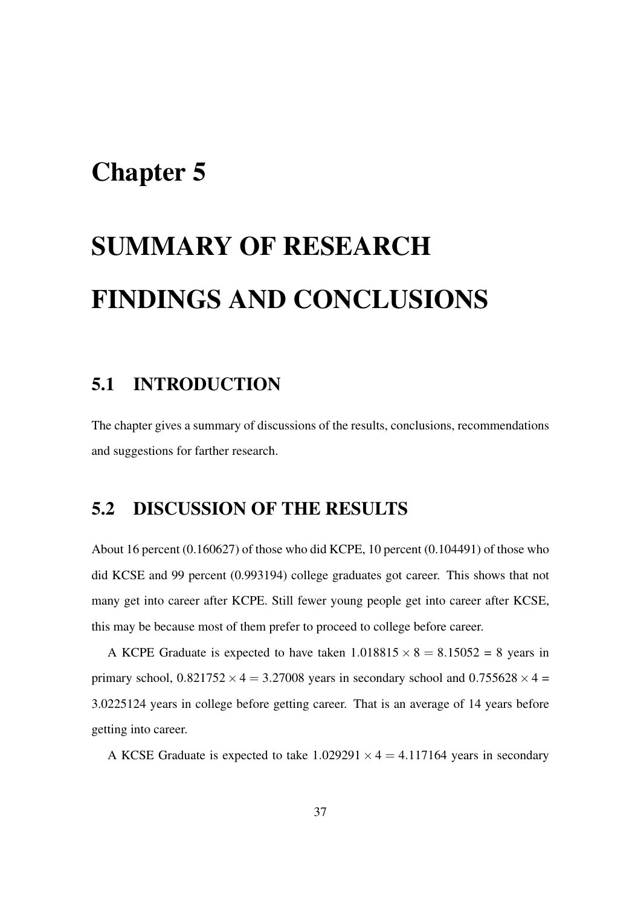# Chapter 5

# SUMMARY OF RESEARCH FINDINGS AND CONCLUSIONS

## 5.1 INTRODUCTION

The chapter gives a summary of discussions of the results, conclusions, recommendations and suggestions for farther research.

## 5.2 DISCUSSION OF THE RESULTS

About 16 percent (0.160627) of those who did KCPE, 10 percent (0.104491) of those who did KCSE and 99 percent (0.993194) college graduates got career. This shows that not many get into career after KCPE. Still fewer young people get into career after KCSE, this may be because most of them prefer to proceed to college before career.

A KCPE Graduate is expected to have taken $1.018815 \times 8 = 8.15052$ = 8 years in primary school, $0.821752 \times 4 = 3.27008$ years in secondary school and $0.755628 \times 4$ = 3.0225124 years in college before getting career. That is an average of 14 years before getting into career.

A KCSE Graduate is expected to take $1.029291 \times 4 = 4.117164$ years in secondary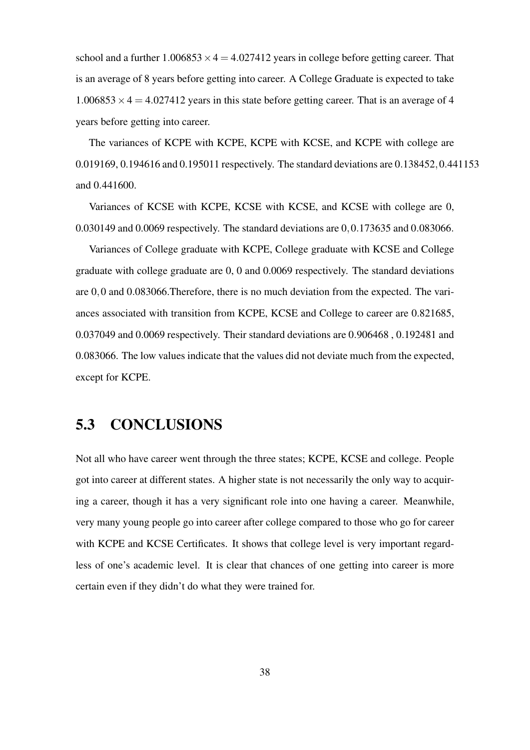school and a further $1.006853 \times 4 = 4.027412$ years in college before getting career. That is an average of 8 years before getting into career. A College Graduate is expected to take $1.006853 \times 4 = 4.027412$ years in this state before getting career. That is an average of 4 years before getting into career.

The variances of KCPE with KCPE, KCPE with KCSE, and KCPE with college are 0.019169, 0.194616 and 0.195011 respectively. The standard deviations are $0.138452, 0.441153$ and 0.441600.

Variances of KCSE with KCPE, KCSE with KCSE, and KCSE with college are 0, 0.030149 and 0.0069 respectively. The standard deviations are $0, 0.173635$ and 0.083066.

Variances of College graduate with KCPE, College graduate with KCSE and College graduate with college graduate are 0, 0 and 0.0069 respectively. The standard deviations are $0, 0$ and 0.083066.Therefore, there is no much deviation from the expected. The variances associated with transition from KCPE, KCSE and College to career are 0.821685, 0.037049 and 0.0069 respectively. Their standard deviations are 0.906468 , 0.192481 and 0.083066. The low values indicate that the values did not deviate much from the expected, except for KCPE.

## 5.3 CONCLUSIONS

Not all who have career went through the three states; KCPE, KCSE and college. People got into career at different states. A higher state is not necessarily the only way to acquiring a career, though it has a very significant role into one having a career. Meanwhile, very many young people go into career after college compared to those who go for career with KCPE and KCSE Certificates. It shows that college level is very important regardless of one's academic level. It is clear that chances of one getting into career is more certain even if they didn't do what they were trained for.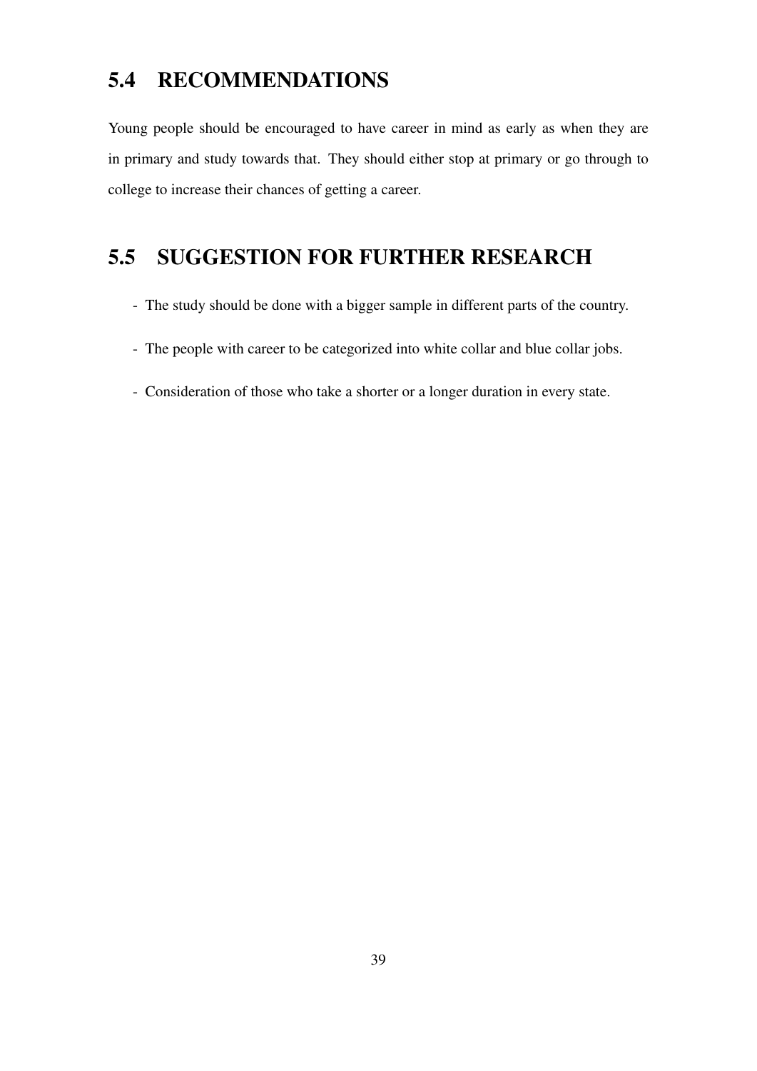## 5.4 RECOMMENDATIONS

Young people should be encouraged to have career in mind as early as when they are in primary and study towards that. They should either stop at primary or go through to college to increase their chances of getting a career.

## 5.5 SUGGESTION FOR FURTHER RESEARCH

- The study should be done with a bigger sample in different parts of the country.
- The people with career to be categorized into white collar and blue collar jobs.
- Consideration of those who take a shorter or a longer duration in every state.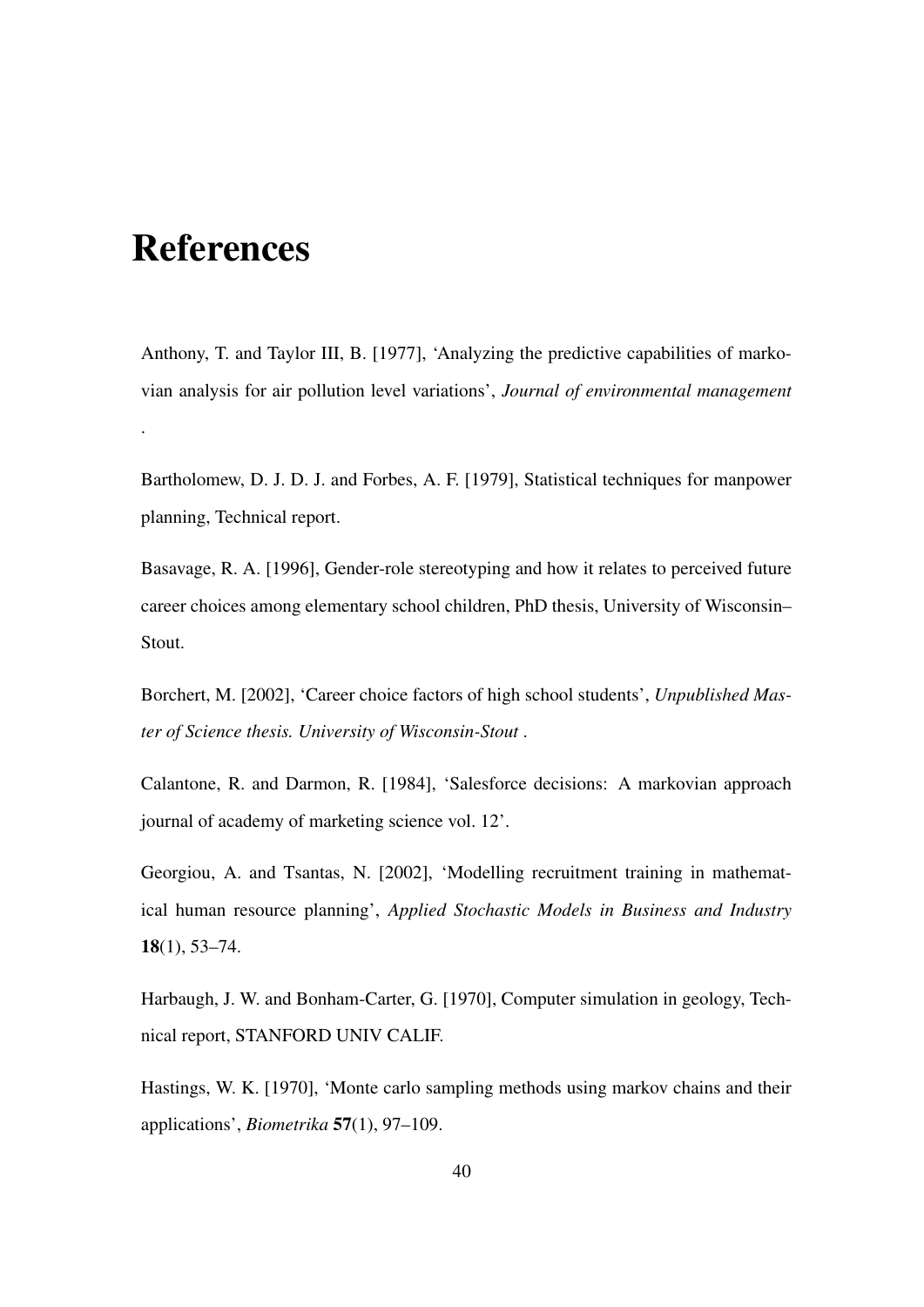# References

Anthony, T. and Taylor III, B. [1977], 'Analyzing the predictive capabilities of markovian analysis for air pollution level variations', *Journal of environmental management* .

Bartholomew, D. J. D. J. and Forbes, A. F. [1979], Statistical techniques for manpower planning, Technical report.

Basavage, R. A. [1996], Gender-role stereotyping and how it relates to perceived future career choices among elementary school children, PhD thesis, University of Wisconsin–Stout.

Borchert, M. [2002], 'Career choice factors of high school students', *Unpublished Master of Science thesis. University of Wisconsin-Stout* .

Calantone, R. and Darmon, R. [1984], 'Salesforce decisions: A markovian approach journal of academy of marketing science vol. 12'.

Georgiou, A. and Tsantas, N. [2002], 'Modelling recruitment training in mathematical human resource planning', *Applied Stochastic Models in Business and Industry* **18**(1), 53–74.

Harbaugh, J. W. and Bonham-Carter, G. [1970], Computer simulation in geology, Technical report, STANFORD UNIV CALIF.

Hastings, W. K. [1970], 'Monte carlo sampling methods using markov chains and their applications', *Biometrika* **57**(1), 97–109.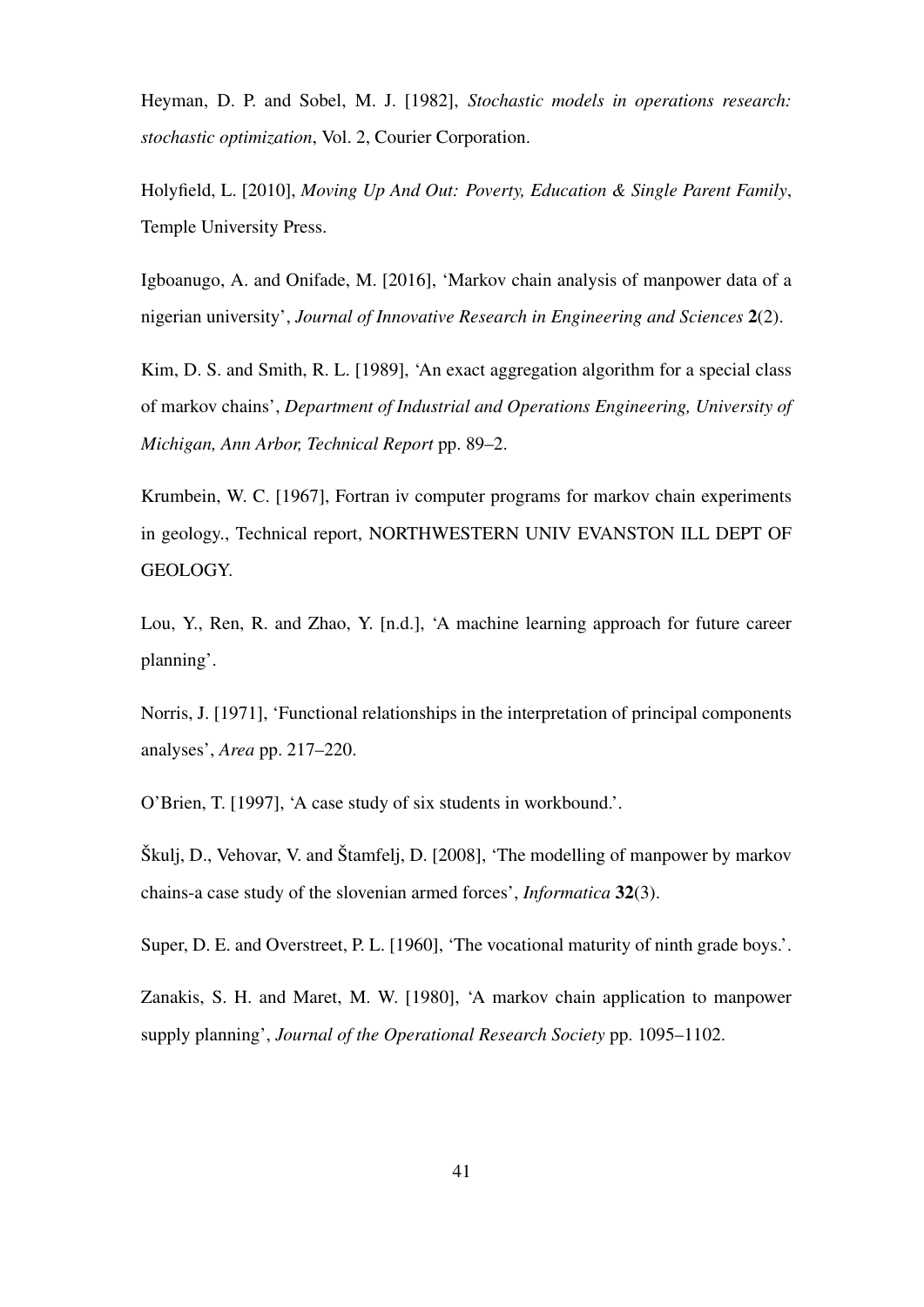Heyman, D. P. and Sobel, M. J. [1982], *Stochastic models in operations research: stochastic optimization*, Vol. 2, Courier Corporation.

Holyfield, L. [2010], *Moving Up And Out: Poverty, Education & Single Parent Family*, Temple University Press.

Igboanugo, A. and Onifade, M. [2016], 'Markov chain analysis of manpower data of a nigerian university', *Journal of Innovative Research in Engineering and Sciences* **2**(2).

Kim, D. S. and Smith, R. L. [1989], 'An exact aggregation algorithm for a special class of markov chains', *Department of Industrial and Operations Engineering, University of Michigan, Ann Arbor, Technical Report* pp. 89–2.

Krumbein, W. C. [1967], Fortran iv computer programs for markov chain experiments in geology., Technical report, NORTHWESTERN UNIV EVANSTON ILL DEPT OF GEOLOGY.

Lou, Y., Ren, R. and Zhao, Y. [n.d.], 'A machine learning approach for future career planning'.

Norris, J. [1971], 'Functional relationships in the interpretation of principal components analyses', *Area* pp. 217–220.

O'Brien, T. [1997], 'A case study of six students in workbound.'.

Škulj, D., Vehovar, V. and Štamfelj, D. [2008], 'The modelling of manpower by markov chains-a case study of the slovenian armed forces', *Informatica* **32**(3).

Super, D. E. and Overstreet, P. L. [1960], 'The vocational maturity of ninth grade boys.'.

Zanakis, S. H. and Maret, M. W. [1980], 'A markov chain application to manpower supply planning', *Journal of the Operational Research Society* pp. 1095–1102.